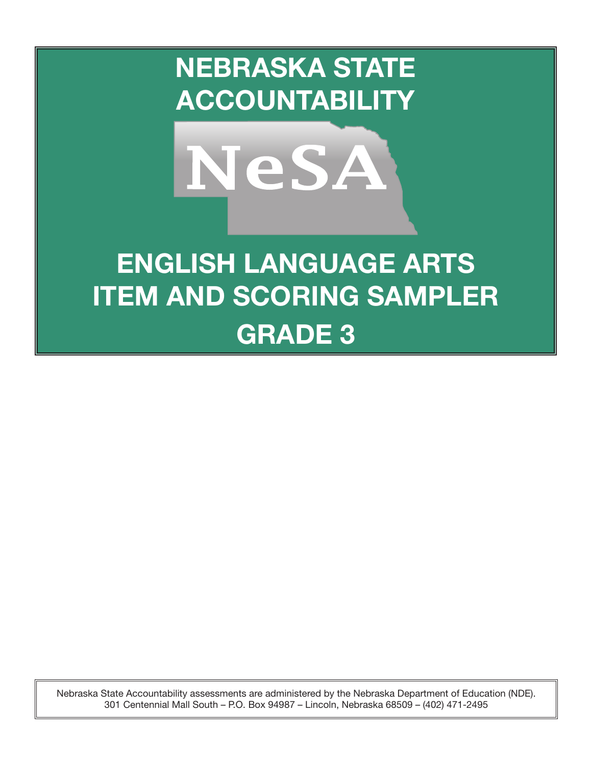# NEBRASKA STATE ACCOUNTABILITY

NeSA

# ENGLISH LANGUAGE ARTS ITEM AND SCORING SAMPLER

## GRADE 3

Nebraska State Accountability assessments are administered by the Nebraska Department of Education (NDE).
301 Centennial Mall South – P.O. Box 94987 – Lincoln, Nebraska 68509 – (402) 471-2495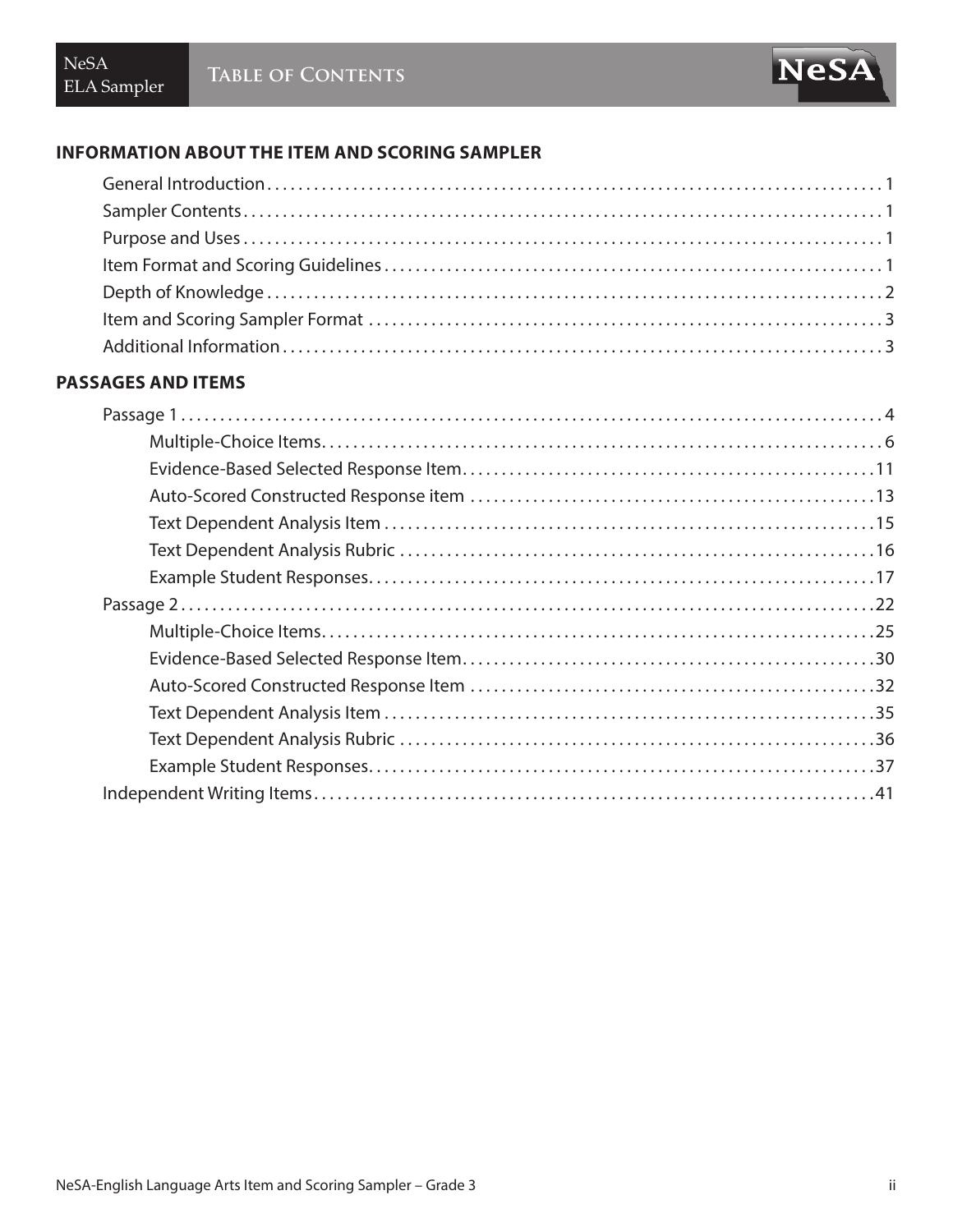# Table of Contents

## INFORMATION ABOUT THE ITEM AND SCORING SAMPLER

- General Introduction . . . . . 1
- Sampler Contents . . . . . 1
- Purpose and Uses . . . . . 1
- Item Format and Scoring Guidelines . . . . . 1
- Depth of Knowledge . . . . . 2
- Item and Scoring Sampler Format . . . . . 3
- Additional Information . . . . . 3

## PASSAGES AND ITEMS

- Passage 1 . . . . . 4
  - Multiple-Choice Items . . . . . 6
  - Evidence-Based Selected Response Item . . . . . 11
  - Auto-Scored Constructed Response item . . . . . 13
  - Text Dependent Analysis Item . . . . . 15
  - Text Dependent Analysis Rubric . . . . . 16
  - Example Student Responses . . . . . 17
- Passage 2 . . . . . 22
  - Multiple-Choice Items . . . . . 25
  - Evidence-Based Selected Response Item . . . . . 30
  - Auto-Scored Constructed Response Item . . . . . 32
  - Text Dependent Analysis Item . . . . . 35
  - Text Dependent Analysis Rubric . . . . . 36
  - Example Student Responses . . . . . 37
- Independent Writing Items . . . . . 41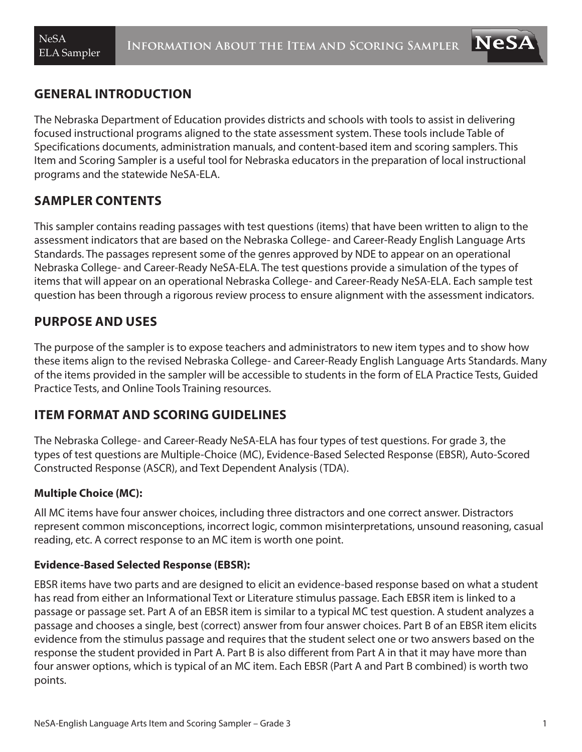## GENERAL INTRODUCTION

The Nebraska Department of Education provides districts and schools with tools to assist in delivering focused instructional programs aligned to the state assessment system. These tools include Table of Specifications documents, administration manuals, and content-based item and scoring samplers. This Item and Scoring Sampler is a useful tool for Nebraska educators in the preparation of local instructional programs and the statewide NeSA-ELA.

## SAMPLER CONTENTS

This sampler contains reading passages with test questions (items) that have been written to align to the assessment indicators that are based on the Nebraska College- and Career-Ready English Language Arts Standards. The passages represent some of the genres approved by NDE to appear on an operational Nebraska College- and Career-Ready NeSA-ELA. The test questions provide a simulation of the types of items that will appear on an operational Nebraska College- and Career-Ready NeSA-ELA. Each sample test question has been through a rigorous review process to ensure alignment with the assessment indicators.

## PURPOSE AND USES

The purpose of the sampler is to expose teachers and administrators to new item types and to show how these items align to the revised Nebraska College- and Career-Ready English Language Arts Standards. Many of the items provided in the sampler will be accessible to students in the form of ELA Practice Tests, Guided Practice Tests, and Online Tools Training resources.

## ITEM FORMAT AND SCORING GUIDELINES

The Nebraska College- and Career-Ready NeSA-ELA has four types of test questions. For grade 3, the types of test questions are Multiple-Choice (MC), Evidence-Based Selected Response (EBSR), Auto-Scored Constructed Response (ASCR), and Text Dependent Analysis (TDA).

### Multiple Choice (MC):

All MC items have four answer choices, including three distractors and one correct answer. Distractors represent common misconceptions, incorrect logic, common misinterpretations, unsound reasoning, casual reading, etc. A correct response to an MC item is worth one point.

### Evidence-Based Selected Response (EBSR):

EBSR items have two parts and are designed to elicit an evidence-based response based on what a student has read from either an Informational Text or Literature stimulus passage. Each EBSR item is linked to a passage or passage set. Part A of an EBSR item is similar to a typical MC test question. A student analyzes a passage and chooses a single, best (correct) answer from four answer choices. Part B of an EBSR item elicits evidence from the stimulus passage and requires that the student select one or two answers based on the response the student provided in Part A. Part B is also different from Part A in that it may have more than four answer options, which is typical of an MC item. Each EBSR (Part A and Part B combined) is worth two points.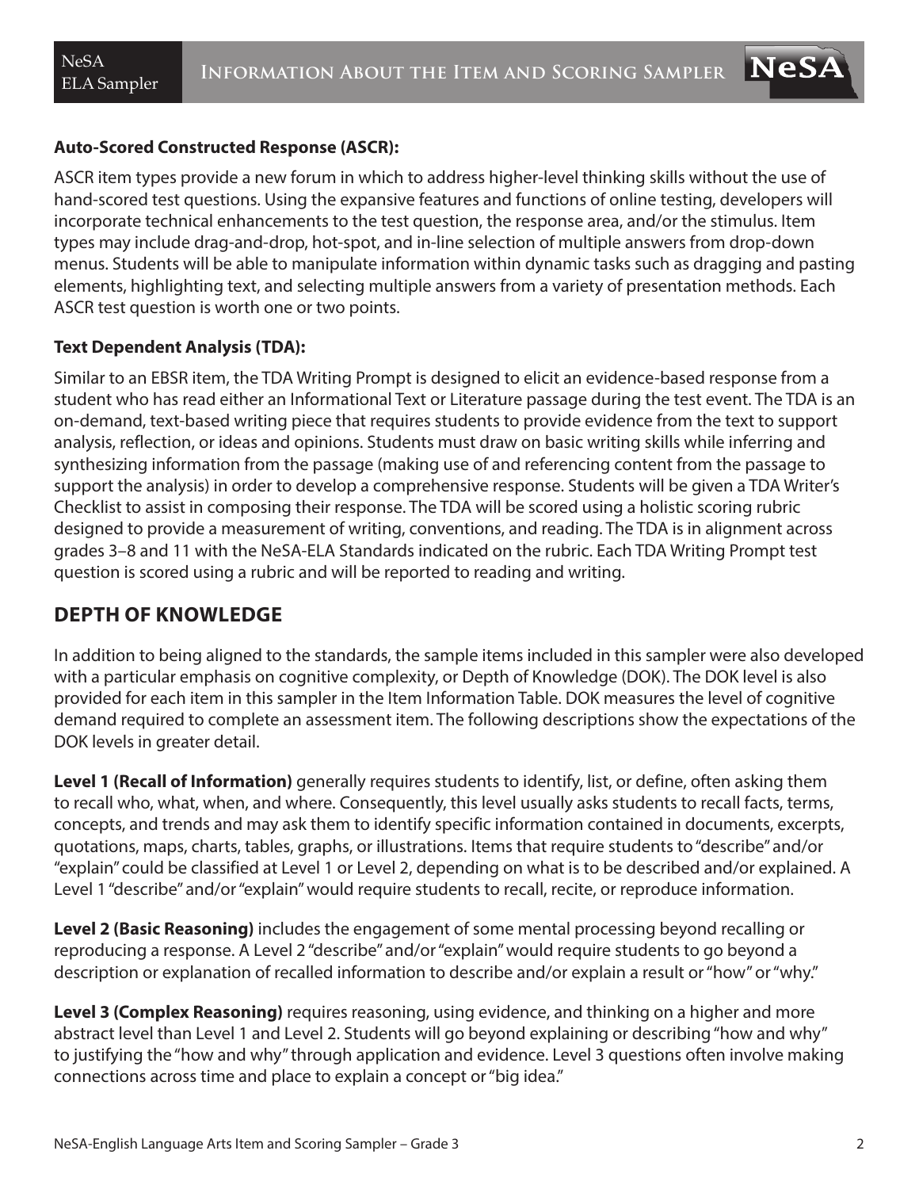**Auto-Scored Constructed Response (ASCR):**

ASCR item types provide a new forum in which to address higher-level thinking skills without the use of hand-scored test questions. Using the expansive features and functions of online testing, developers will incorporate technical enhancements to the test question, the response area, and/or the stimulus. Item types may include drag-and-drop, hot-spot, and in-line selection of multiple answers from drop-down menus. Students will be able to manipulate information within dynamic tasks such as dragging and pasting elements, highlighting text, and selecting multiple answers from a variety of presentation methods. Each ASCR test question is worth one or two points.

**Text Dependent Analysis (TDA):**

Similar to an EBSR item, the TDA Writing Prompt is designed to elicit an evidence-based response from a student who has read either an Informational Text or Literature passage during the test event. The TDA is an on-demand, text-based writing piece that requires students to provide evidence from the text to support analysis, reflection, or ideas and opinions. Students must draw on basic writing skills while inferring and synthesizing information from the passage (making use of and referencing content from the passage to support the analysis) in order to develop a comprehensive response. Students will be given a TDA Writer's Checklist to assist in composing their response. The TDA will be scored using a holistic scoring rubric designed to provide a measurement of writing, conventions, and reading. The TDA is in alignment across grades 3–8 and 11 with the NeSA-ELA Standards indicated on the rubric. Each TDA Writing Prompt test question is scored using a rubric and will be reported to reading and writing.

## DEPTH OF KNOWLEDGE

In addition to being aligned to the standards, the sample items included in this sampler were also developed with a particular emphasis on cognitive complexity, or Depth of Knowledge (DOK). The DOK level is also provided for each item in this sampler in the Item Information Table. DOK measures the level of cognitive demand required to complete an assessment item. The following descriptions show the expectations of the DOK levels in greater detail.

**Level 1 (Recall of Information)** generally requires students to identify, list, or define, often asking them to recall who, what, when, and where. Consequently, this level usually asks students to recall facts, terms, concepts, and trends and may ask them to identify specific information contained in documents, excerpts, quotations, maps, charts, tables, graphs, or illustrations. Items that require students to "describe" and/or "explain" could be classified at Level 1 or Level 2, depending on what is to be described and/or explained. A Level 1 "describe" and/or "explain" would require students to recall, recite, or reproduce information.

**Level 2 (Basic Reasoning)** includes the engagement of some mental processing beyond recalling or reproducing a response. A Level 2 "describe" and/or "explain" would require students to go beyond a description or explanation of recalled information to describe and/or explain a result or "how" or "why."

**Level 3 (Complex Reasoning)** requires reasoning, using evidence, and thinking on a higher and more abstract level than Level 1 and Level 2. Students will go beyond explaining or describing "how and why" to justifying the "how and why" through application and evidence. Level 3 questions often involve making connections across time and place to explain a concept or "big idea."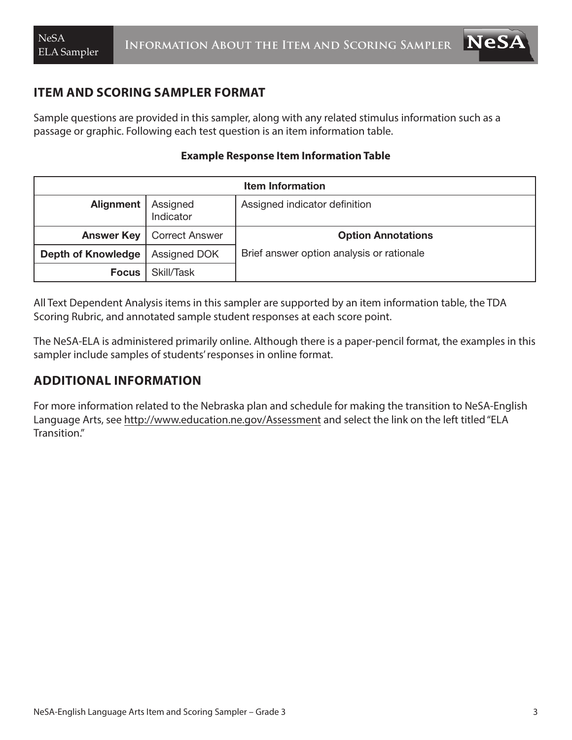## ITEM AND SCORING SAMPLER FORMAT

Sample questions are provided in this sampler, along with any related stimulus information such as a passage or graphic. Following each test question is an item information table.

**Example Response Item Information Table**

| Item Information | | |
|---|---|---|
| **Alignment** | Assigned Indicator | Assigned indicator definition |
| **Answer Key** | Correct Answer | **Option Annotations**<br>Brief answer option analysis or rationale |
| **Depth of Knowledge** | Assigned DOK | |
| **Focus** | Skill/Task | |

All Text Dependent Analysis items in this sampler are supported by an item information table, the TDA Scoring Rubric, and annotated sample student responses at each score point.

The NeSA-ELA is administered primarily online. Although there is a paper-pencil format, the examples in this sampler include samples of students' responses in online format.

## ADDITIONAL INFORMATION

For more information related to the Nebraska plan and schedule for making the transition to NeSA-English Language Arts, see http://www.education.ne.gov/Assessment and select the link on the left titled "ELA Transition."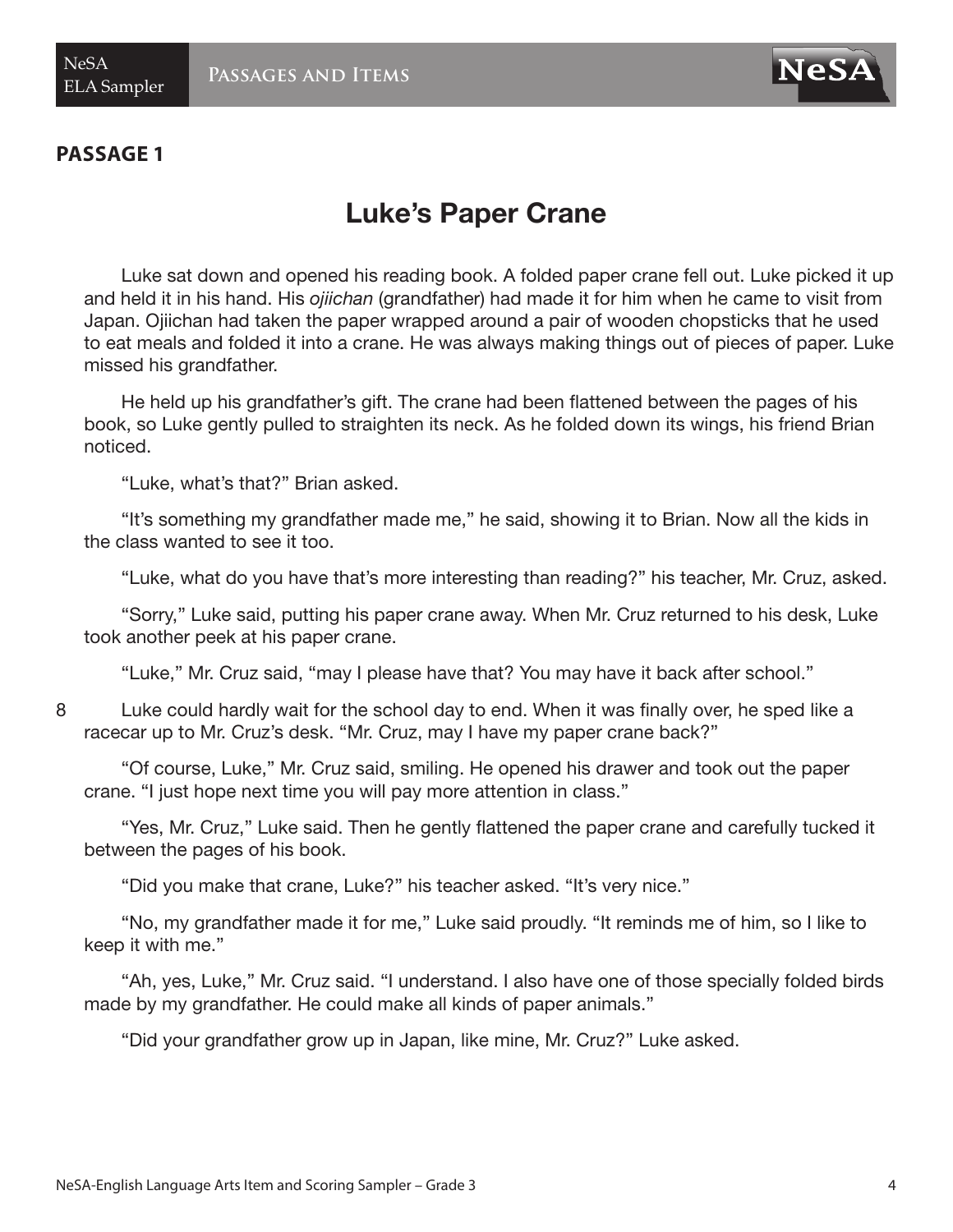**PASSAGE 1**

# Luke's Paper Crane

Luke sat down and opened his reading book. A folded paper crane fell out. Luke picked it up and held it in his hand. His *ojiichan* (grandfather) had made it for him when he came to visit from Japan. Ojiichan had taken the paper wrapped around a pair of wooden chopsticks that he used to eat meals and folded it into a crane. He was always making things out of pieces of paper. Luke missed his grandfather.

He held up his grandfather's gift. The crane had been flattened between the pages of his book, so Luke gently pulled to straighten its neck. As he folded down its wings, his friend Brian noticed.

"Luke, what's that?" Brian asked.

"It's something my grandfather made me," he said, showing it to Brian. Now all the kids in the class wanted to see it too.

"Luke, what do you have that's more interesting than reading?" his teacher, Mr. Cruz, asked.

"Sorry," Luke said, putting his paper crane away. When Mr. Cruz returned to his desk, Luke took another peek at his paper crane.

"Luke," Mr. Cruz said, "may I please have that? You may have it back after school."

8 Luke could hardly wait for the school day to end. When it was finally over, he sped like a racecar up to Mr. Cruz's desk. "Mr. Cruz, may I have my paper crane back?"

"Of course, Luke," Mr. Cruz said, smiling. He opened his drawer and took out the paper crane. "I just hope next time you will pay more attention in class."

"Yes, Mr. Cruz," Luke said. Then he gently flattened the paper crane and carefully tucked it between the pages of his book.

"Did you make that crane, Luke?" his teacher asked. "It's very nice."

"No, my grandfather made it for me," Luke said proudly. "It reminds me of him, so I like to keep it with me."

"Ah, yes, Luke," Mr. Cruz said. "I understand. I also have one of those specially folded birds made by my grandfather. He could make all kinds of paper animals."

"Did your grandfather grow up in Japan, like mine, Mr. Cruz?" Luke asked.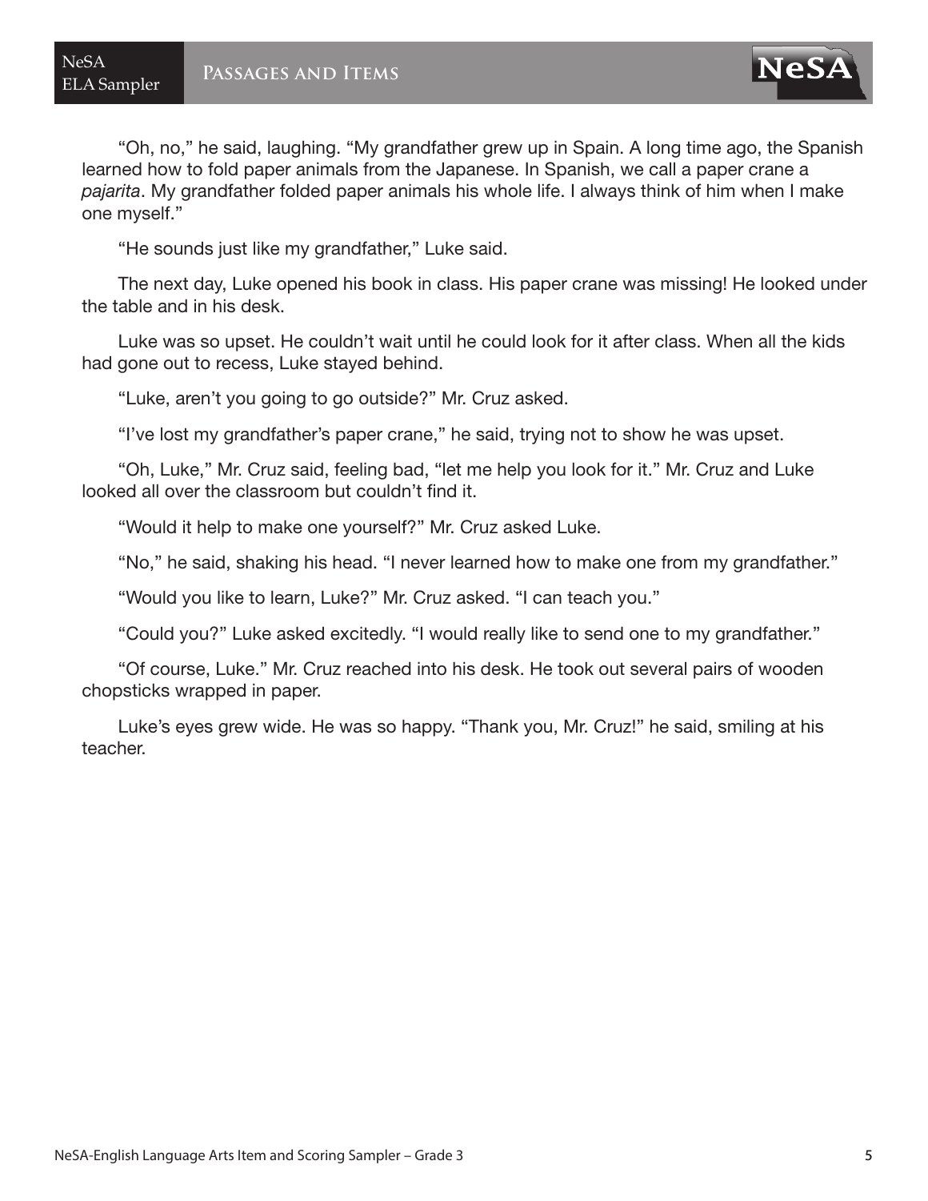"Oh, no," he said, laughing. "My grandfather grew up in Spain. A long time ago, the Spanish learned how to fold paper animals from the Japanese. In Spanish, we call a paper crane a *pajarita*. My grandfather folded paper animals his whole life. I always think of him when I make one myself."

"He sounds just like my grandfather," Luke said.

The next day, Luke opened his book in class. His paper crane was missing! He looked under the table and in his desk.

Luke was so upset. He couldn't wait until he could look for it after class. When all the kids had gone out to recess, Luke stayed behind.

"Luke, aren't you going to go outside?" Mr. Cruz asked.

"I've lost my grandfather's paper crane," he said, trying not to show he was upset.

"Oh, Luke," Mr. Cruz said, feeling bad, "let me help you look for it." Mr. Cruz and Luke looked all over the classroom but couldn't find it.

"Would it help to make one yourself?" Mr. Cruz asked Luke.

"No," he said, shaking his head. "I never learned how to make one from my grandfather."

"Would you like to learn, Luke?" Mr. Cruz asked. "I can teach you."

"Could you?" Luke asked excitedly. "I would really like to send one to my grandfather."

"Of course, Luke." Mr. Cruz reached into his desk. He took out several pairs of wooden chopsticks wrapped in paper.

Luke's eyes grew wide. He was so happy. "Thank you, Mr. Cruz!" he said, smiling at his teacher.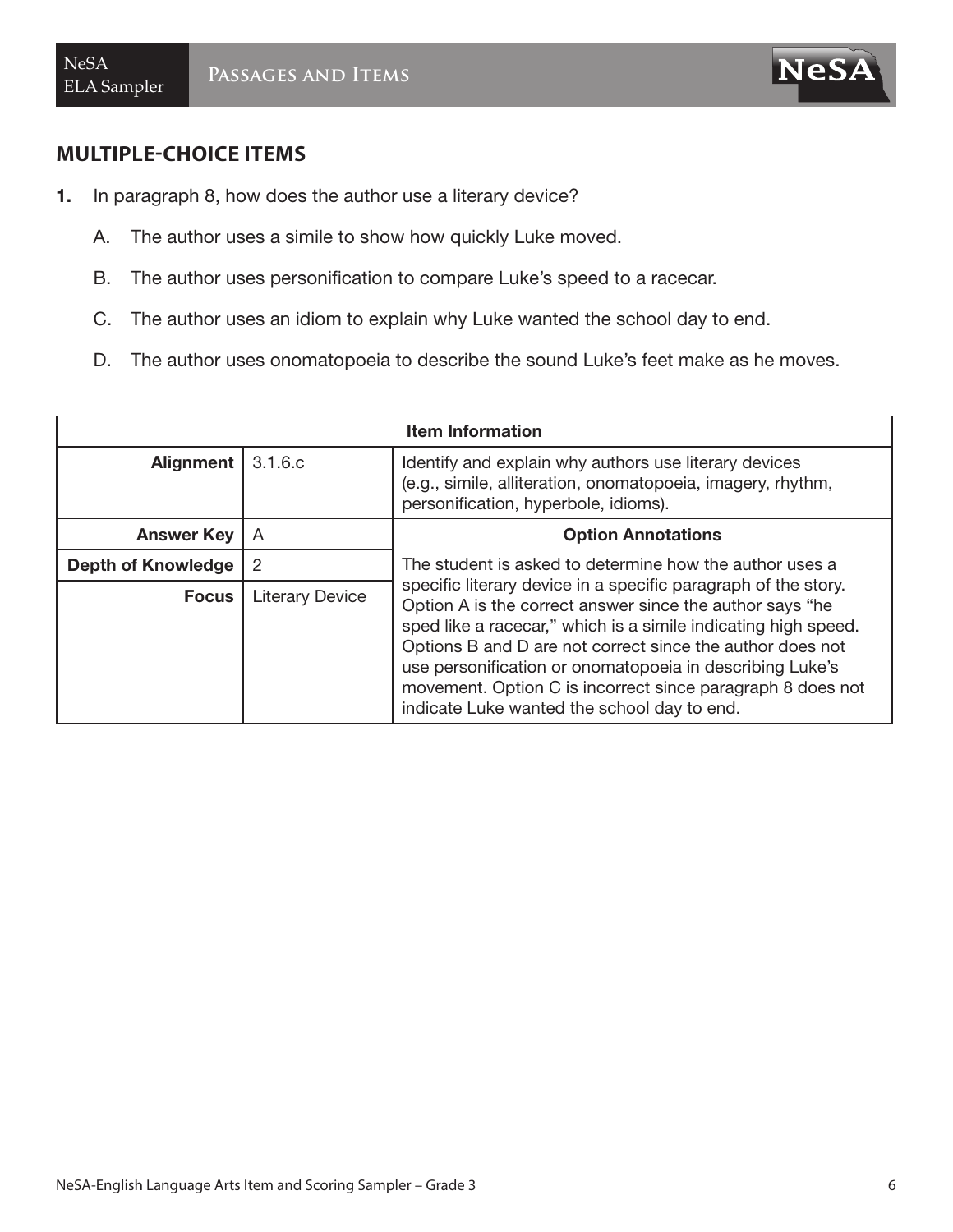## MULTIPLE-CHOICE ITEMS

**1.** In paragraph 8, how does the author use a literary device?

A. The author uses a simile to show how quickly Luke moved.

B. The author uses personification to compare Luke's speed to a racecar.

C. The author uses an idiom to explain why Luke wanted the school day to end.

D. The author uses onomatopoeia to describe the sound Luke's feet make as he moves.

| **Item Information** | | |
|---|---|---|
| **Alignment** | 3.1.6.c | Identify and explain why authors use literary devices (e.g., simile, alliteration, onomatopoeia, imagery, rhythm, personification, hyperbole, idioms). |
| **Answer Key** | A | **Option Annotations** |
| **Depth of Knowledge** | 2 | The student is asked to determine how the author uses a specific literary device in a specific paragraph of the story. Option A is the correct answer since the author says "he sped like a racecar," which is a simile indicating high speed. Options B and D are not correct since the author does not use personification or onomatopoeia in describing Luke's movement. Option C is incorrect since paragraph 8 does not indicate Luke wanted the school day to end. |
| **Focus** | Literary Device | |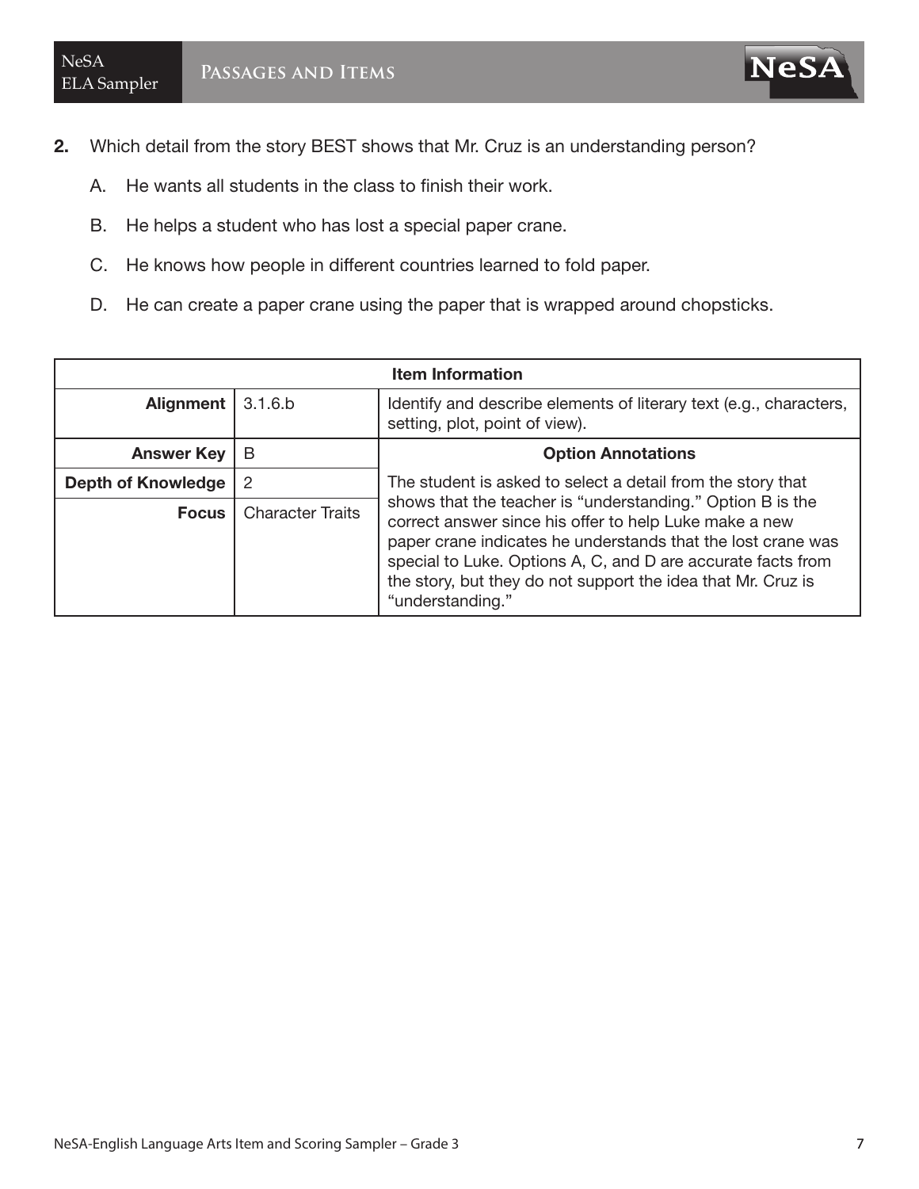**2.** Which detail from the story BEST shows that Mr. Cruz is an understanding person?

A. He wants all students in the class to finish their work.

B. He helps a student who has lost a special paper crane.

C. He knows how people in different countries learned to fold paper.

D. He can create a paper crane using the paper that is wrapped around chopsticks.

| Item Information | | |
|---|---|---|
| **Alignment** | 3.1.6.b | Identify and describe elements of literary text (e.g., characters, setting, plot, point of view). |
| **Answer Key** | B | **Option Annotations** |
| **Depth of Knowledge** | 2 | The student is asked to select a detail from the story that shows that the teacher is "understanding." Option B is the correct answer since his offer to help Luke make a new paper crane indicates he understands that the lost crane was special to Luke. Options A, C, and D are accurate facts from the story, but they do not support the idea that Mr. Cruz is "understanding." |
| **Focus** | Character Traits | |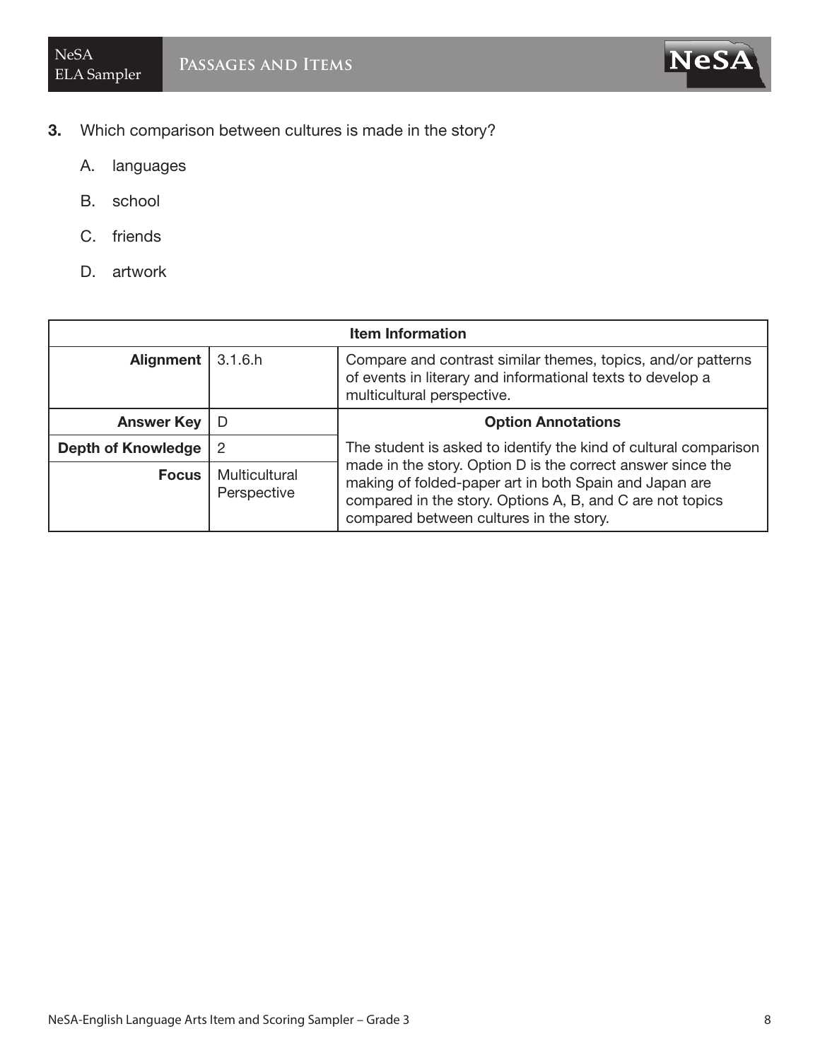**3.** Which comparison between cultures is made in the story?

A. languages

B. school

C. friends

D. artwork

| Item Information | | |
|---|---|---|
| **Alignment** | 3.1.6.h | Compare and contrast similar themes, topics, and/or patterns of events in literary and informational texts to develop a multicultural perspective. |
| **Answer Key** | D | **Option Annotations** |
| **Depth of Knowledge** | 2 | The student is asked to identify the kind of cultural comparison made in the story. Option D is the correct answer since the making of folded-paper art in both Spain and Japan are compared in the story. Options A, B, and C are not topics compared between cultures in the story. |
| **Focus** | Multicultural Perspective | |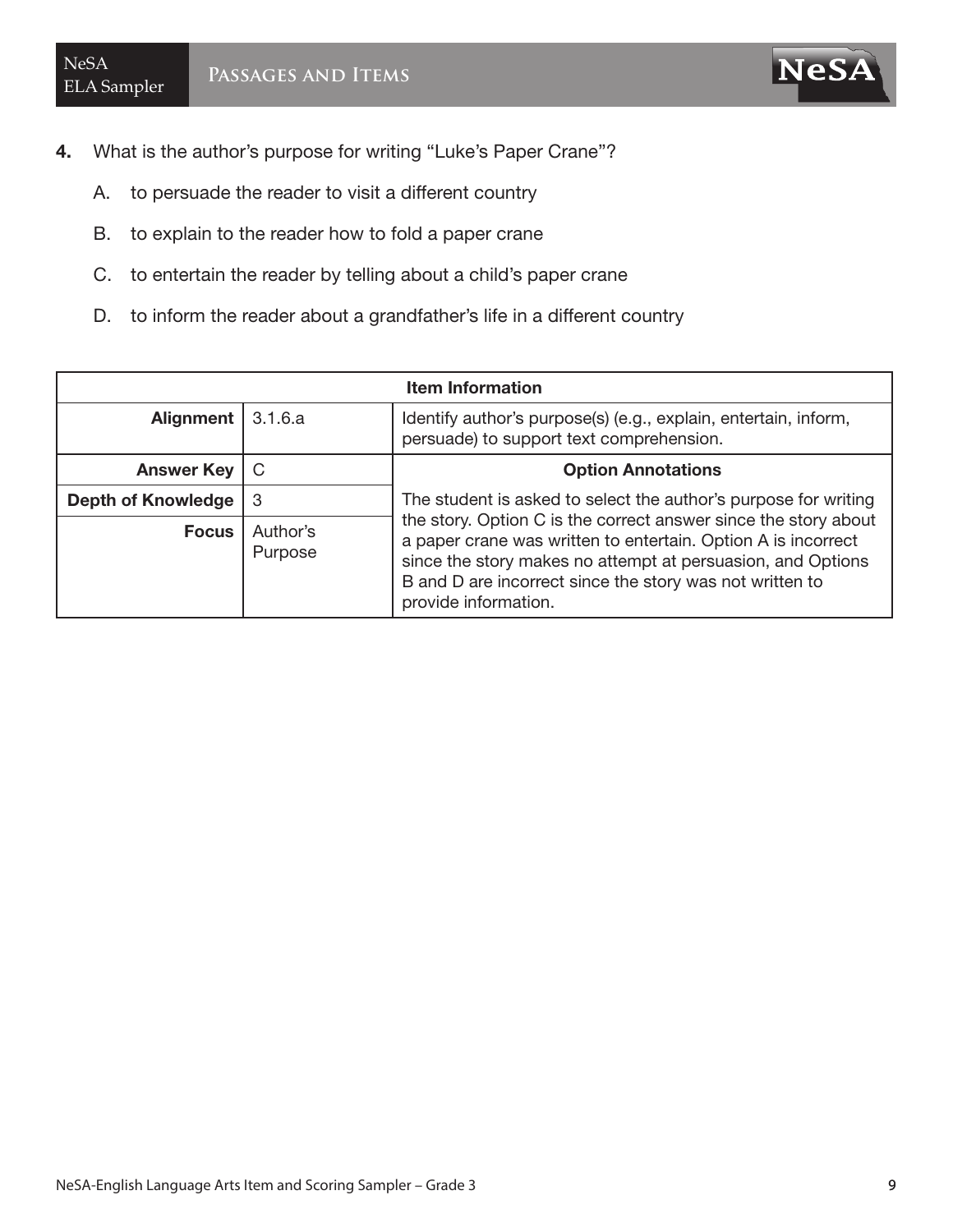**4.** What is the author's purpose for writing "Luke's Paper Crane"?

A. to persuade the reader to visit a different country

B. to explain to the reader how to fold a paper crane

C. to entertain the reader by telling about a child's paper crane

D. to inform the reader about a grandfather's life in a different country

| Item Information | | |
|---|---|---|
| **Alignment** | 3.1.6.a | Identify author's purpose(s) (e.g., explain, entertain, inform, persuade) to support text comprehension. |
| **Answer Key** | C | **Option Annotations** |
| **Depth of Knowledge** | 3 | The student is asked to select the author's purpose for writing the story. Option C is the correct answer since the story about a paper crane was written to entertain. Option A is incorrect since the story makes no attempt at persuasion, and Options B and D are incorrect since the story was not written to provide information. |
| **Focus** | Author's Purpose | |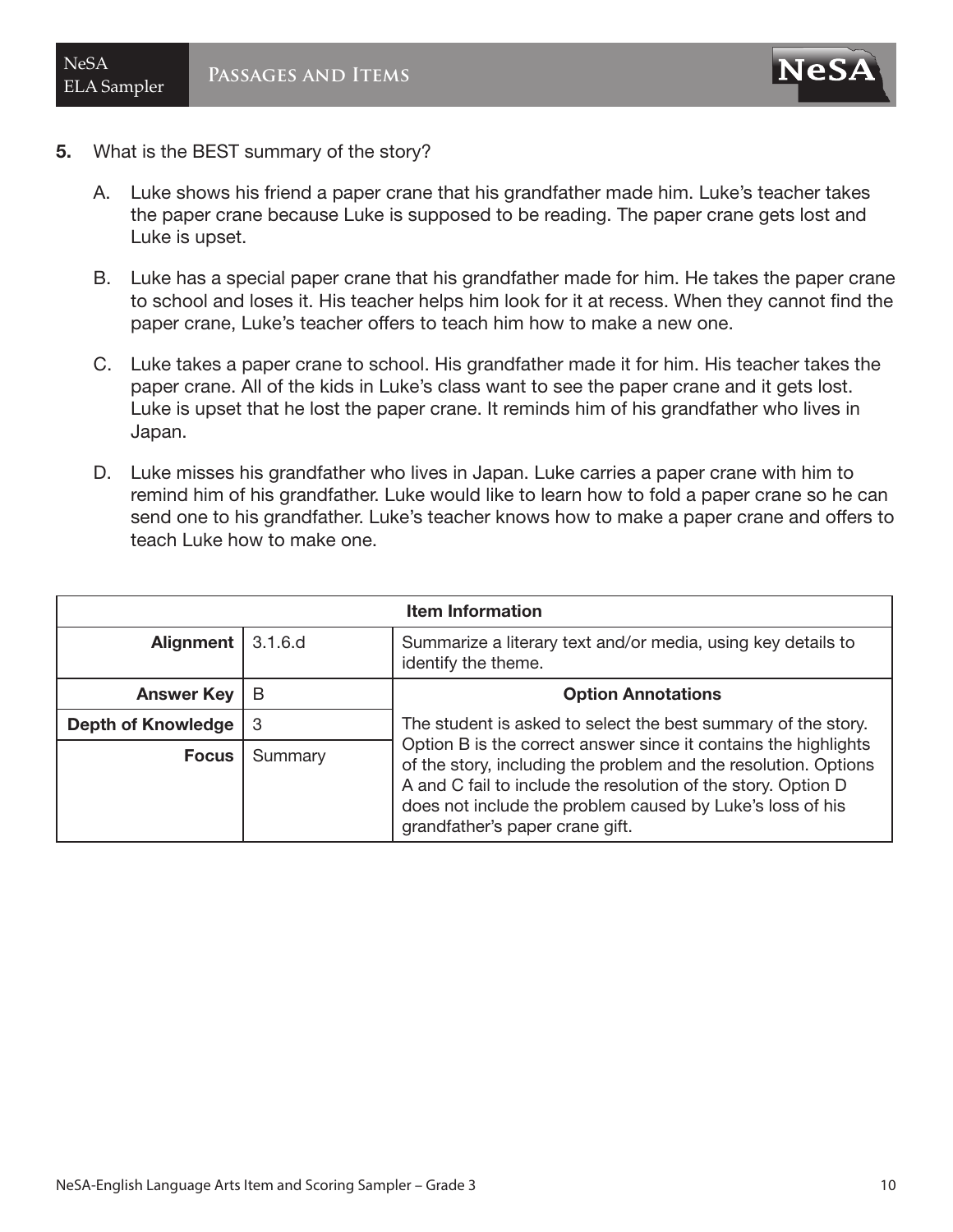**5.** What is the BEST summary of the story?

A. Luke shows his friend a paper crane that his grandfather made him. Luke's teacher takes the paper crane because Luke is supposed to be reading. The paper crane gets lost and Luke is upset.

B. Luke has a special paper crane that his grandfather made for him. He takes the paper crane to school and loses it. His teacher helps him look for it at recess. When they cannot find the paper crane, Luke's teacher offers to teach him how to make a new one.

C. Luke takes a paper crane to school. His grandfather made it for him. His teacher takes the paper crane. All of the kids in Luke's class want to see the paper crane and it gets lost. Luke is upset that he lost the paper crane. It reminds him of his grandfather who lives in Japan.

D. Luke misses his grandfather who lives in Japan. Luke carries a paper crane with him to remind him of his grandfather. Luke would like to learn how to fold a paper crane so he can send one to his grandfather. Luke's teacher knows how to make a paper crane and offers to teach Luke how to make one.

| **Item Information** | | |
|---|---|---|
| **Alignment** | 3.1.6.d | Summarize a literary text and/or media, using key details to identify the theme. |
| **Answer Key** | B | **Option Annotations** |
| **Depth of Knowledge** | 3 | The student is asked to select the best summary of the story. Option B is the correct answer since it contains the highlights of the story, including the problem and the resolution. Options A and C fail to include the resolution of the story. Option D does not include the problem caused by Luke's loss of his grandfather's paper crane gift. |
| **Focus** | Summary | |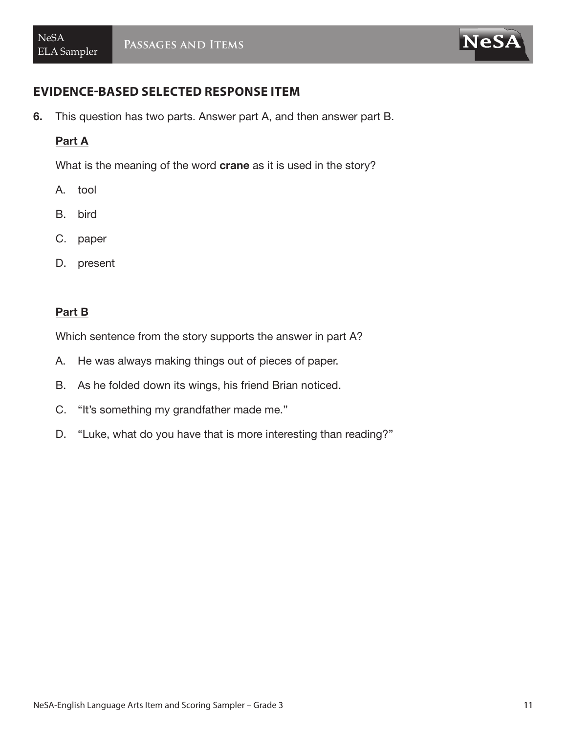## EVIDENCE-BASED SELECTED RESPONSE ITEM

**6.** This question has two parts. Answer part A, and then answer part B.

**Part A**

What is the meaning of the word **crane** as it is used in the story?

A. tool

B. bird

C. paper

D. present

**Part B**

Which sentence from the story supports the answer in part A?

A. He was always making things out of pieces of paper.

B. As he folded down its wings, his friend Brian noticed.

C. "It's something my grandfather made me."

D. "Luke, what do you have that is more interesting than reading?"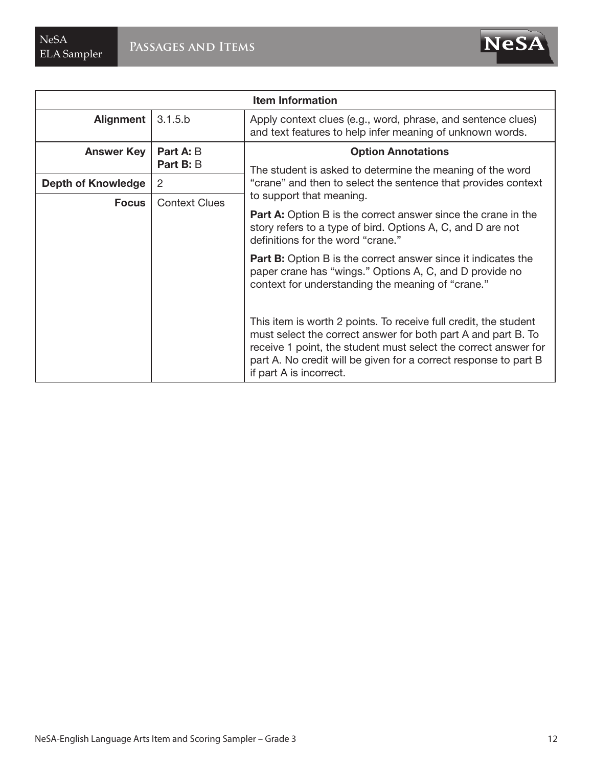| Item Information | | |
|---|---|---|
| **Alignment** | 3.1.5.b | Apply context clues (e.g., word, phrase, and sentence clues) and text features to help infer meaning of unknown words. |
| **Answer Key** | **Part A:** B<br>**Part B:** B | **Option Annotations**<br>The student is asked to determine the meaning of the word "crane" and then to select the sentence that provides context to support that meaning.<br>**Part A:** Option B is the correct answer since the crane in the story refers to a type of bird. Options A, C, and D are not definitions for the word "crane."<br>**Part B:** Option B is the correct answer since it indicates the paper crane has "wings." Options A, C, and D provide no context for understanding the meaning of "crane."<br>This item is worth 2 points. To receive full credit, the student must select the correct answer for both part A and part B. To receive 1 point, the student must select the correct answer for part A. No credit will be given for a correct response to part B if part A is incorrect. |
| **Depth of Knowledge** | 2 | |
| **Focus** | Context Clues | |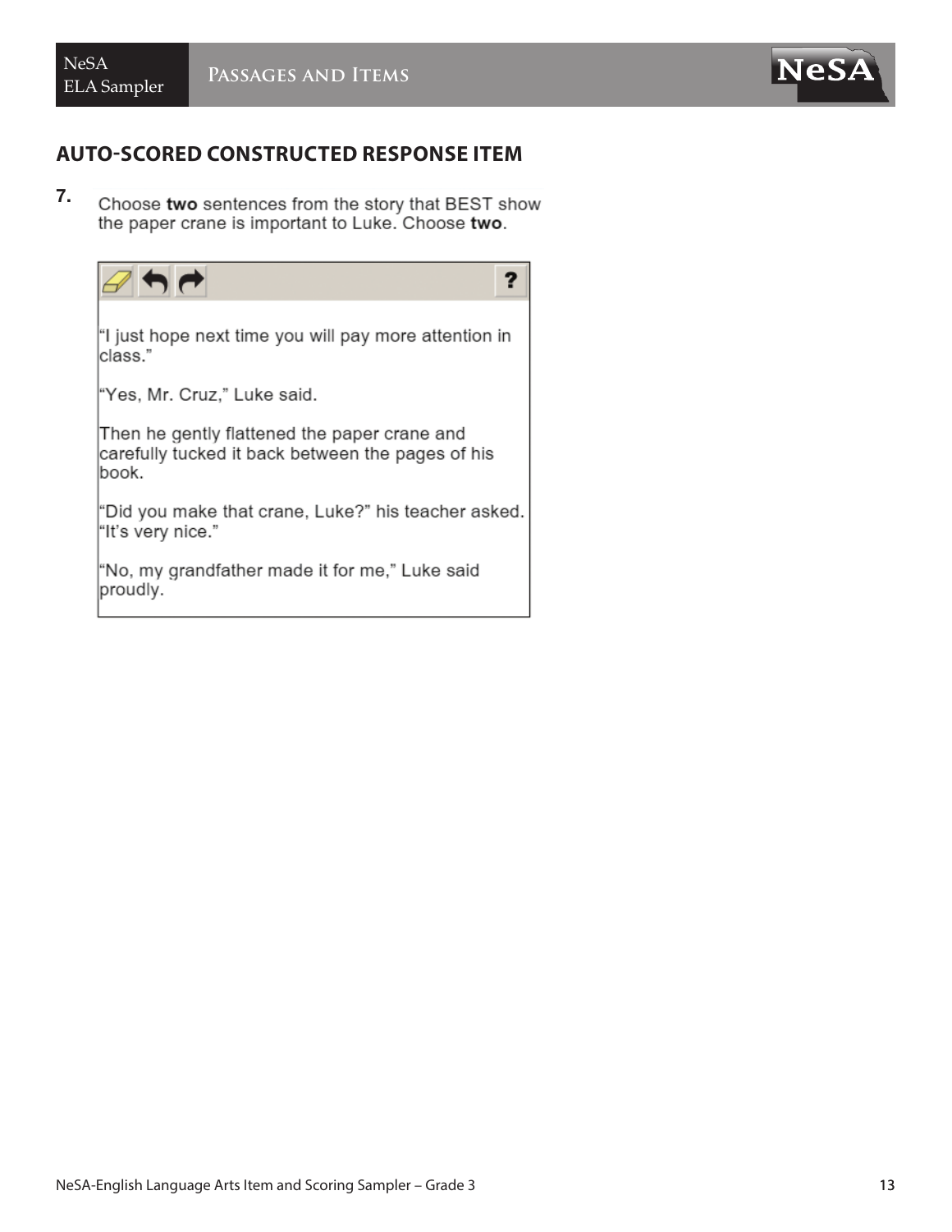## AUTO-SCORED CONSTRUCTED RESPONSE ITEM

**7.** Choose **two** sentences from the story that BEST show the paper crane is important to Luke. Choose **two**.

"I just hope next time you will pay more attention in class."

"Yes, Mr. Cruz," Luke said.

Then he gently flattened the paper crane and carefully tucked it back between the pages of his book.

"Did you make that crane, Luke?" his teacher asked. "It's very nice."

"No, my grandfather made it for me," Luke said proudly.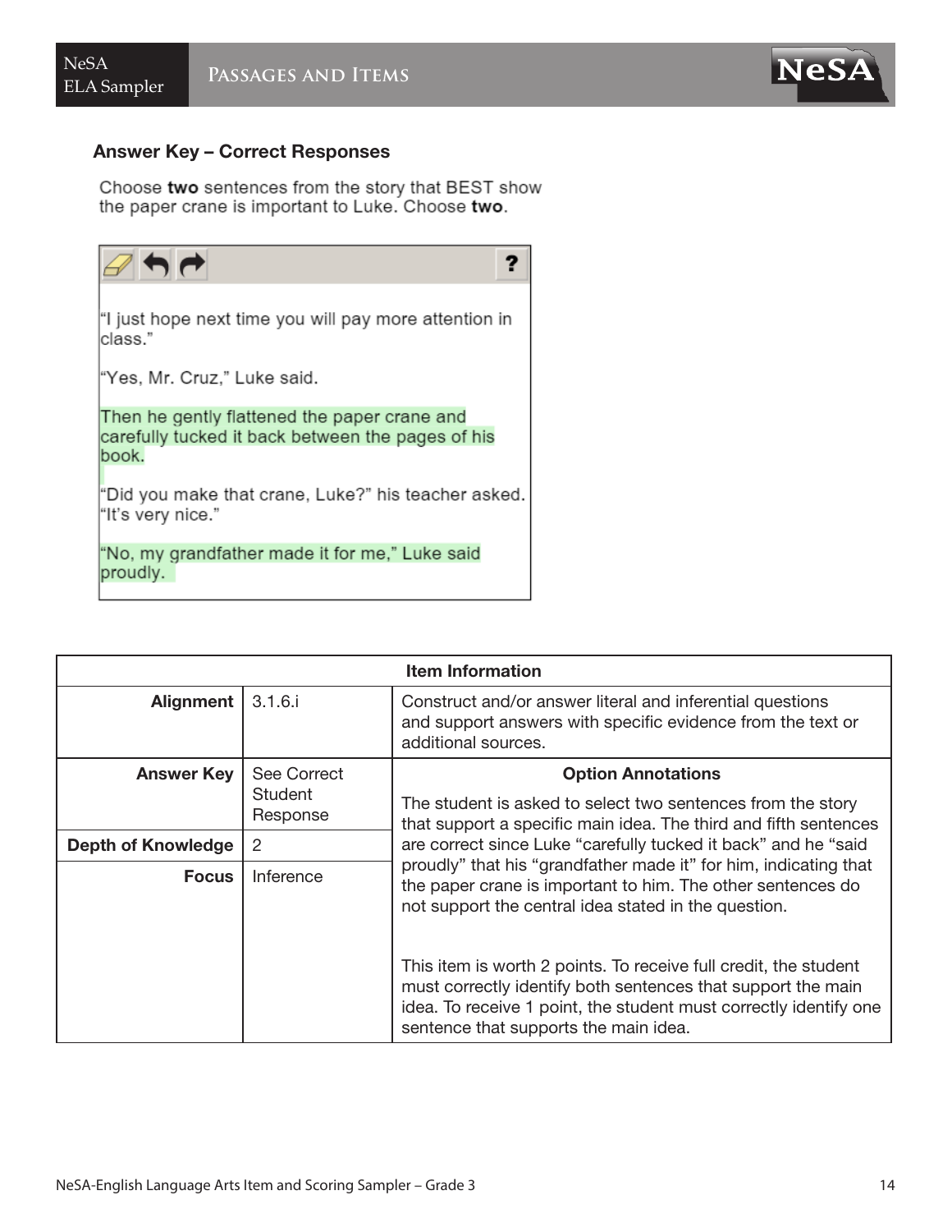## Answer Key – Correct Responses

Choose **two** sentences from the story that BEST show the paper crane is important to Luke. Choose **two**.

"I just hope next time you will pay more attention in class."

"Yes, Mr. Cruz," Luke said.

Then he gently flattened the paper crane and carefully tucked it back between the pages of his book.

"Did you make that crane, Luke?" his teacher asked. "It's very nice."

"No, my grandfather made it for me," Luke said proudly.

| Item Information | | |
|---|---|---|
| **Alignment** | 3.1.6.i | Construct and/or answer literal and inferential questions and support answers with specific evidence from the text or additional sources. |
| **Answer Key** | See Correct Student Response | **Option Annotations**<br>The student is asked to select two sentences from the story that support a specific main idea. The third and fifth sentences are correct since Luke "carefully tucked it back" and he "said proudly" that his "grandfather made it" for him, indicating that the paper crane is important to him. The other sentences do not support the central idea stated in the question.<br><br>This item is worth 2 points. To receive full credit, the student must correctly identify both sentences that support the main idea. To receive 1 point, the student must correctly identify one sentence that supports the main idea. |
| **Depth of Knowledge** | 2 | |
| **Focus** | Inference | |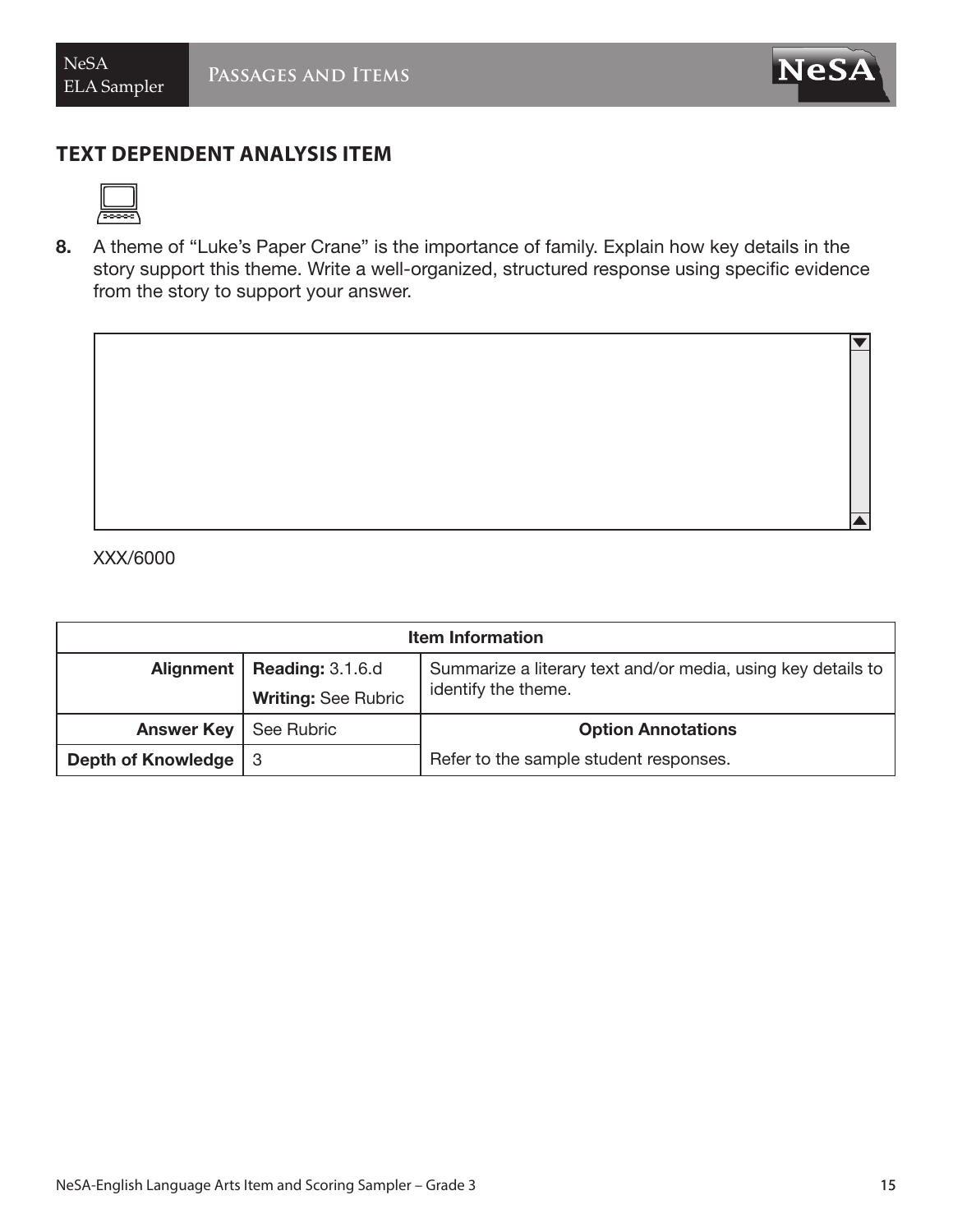## TEXT DEPENDENT ANALYSIS ITEM

**8.** A theme of “Luke’s Paper Crane” is the importance of family. Explain how key details in the story support this theme. Write a well-organized, structured response using specific evidence from the story to support your answer.

XXX/6000

| Item Information | | |
|---|---|---|
| **Alignment** | **Reading:** 3.1.6.d<br>**Writing:** See Rubric | Summarize a literary text and/or media, using key details to identify the theme. |
| **Answer Key** | See Rubric | **Option Annotations** |
| **Depth of Knowledge** | 3 | Refer to the sample student responses. |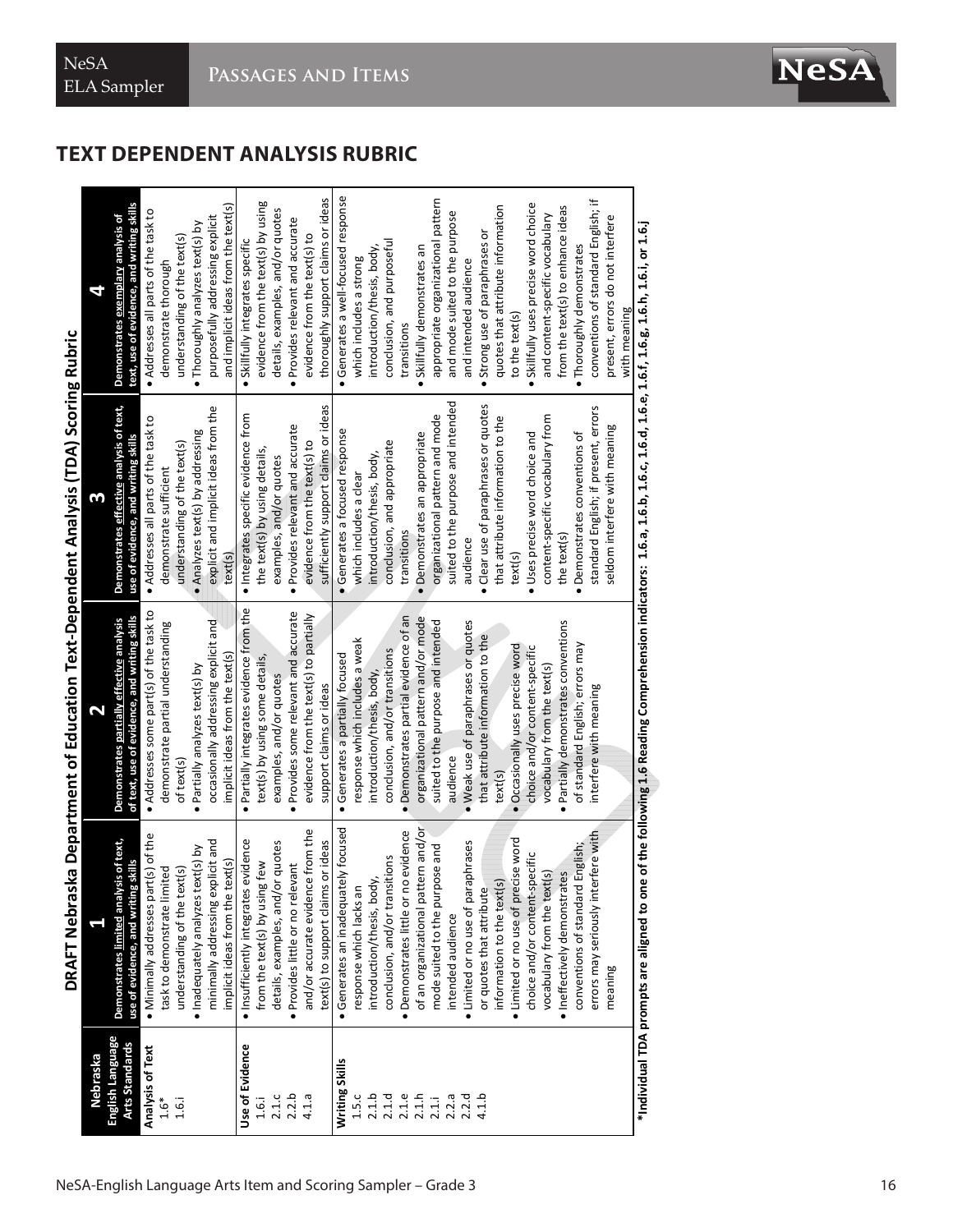## TEXT DEPENDENT ANALYSIS RUBRIC

### DRAFT Nebraska Department of Education Text-Dependent Analysis (TDA) Scoring Rubric

| Nebraska English Language Arts Standards | 1<br>Demonstrates limited analysis of text, use of evidence, and writing skills | 2<br>Demonstrates partially effective analysis of text, use of evidence, and writing skills | 3<br>Demonstrates effective analysis of text, use of evidence, and writing skills | 4<br>Demonstrates exemplary analysis of text, use of evidence, and writing skills |
|---|---|---|---|---|
| **Analysis of Text**<br>1.6*<br>1.6.i | • Minimally addresses part(s) of the task to demonstrate limited understanding of the text(s)<br>• Inadequately analyzes text(s) by minimally addressing explicit and implicit ideas from the text(s) | • Addresses some part(s) of the task to demonstrate partial understanding of text(s)<br>• Partially analyzes text(s) by occasionally addressing explicit and implicit ideas from the text(s) | • Addresses all parts of the task to demonstrate sufficient understanding of the text(s)<br>• Analyzes text(s) by addressing explicit and implicit ideas from the text(s) | • Addresses all parts of the task to demonstrate thorough understanding of the text(s)<br>• Thoroughly analyzes text(s) by purposefully addressing explicit and implicit ideas from the text(s) |
| **Use of Evidence**<br>1.6.i<br>2.1.c<br>2.2.b<br>4.1.a | • Insufficiently integrates evidence from the text(s) by using few details, examples, and/or quotes<br>• Provides little or no relevant and/or accurate evidence from the text(s) to support claims or ideas | • Partially integrates evidence from the text(s) by using some details, examples, and/or quotes<br>• Provides some relevant and accurate evidence from the text(s) to partially support claims or ideas | • Integrates specific evidence from the text(s) by using details, examples, and/or quotes<br>• Provides relevant and accurate evidence from the text(s) to sufficiently support claims or ideas | • Skillfully integrates specific evidence from the text(s) by using details, examples, and/or quotes<br>• Provides relevant and accurate evidence from the text(s) to thoroughly support claims or ideas |
| **Writing Skills**<br>1.5.c<br>2.1.b<br>2.1.d<br>2.1.e<br>2.1.h<br>2.1.i<br>2.2.a<br>2.2.d<br>4.1.b | • Generates an inadequately focused response which lacks an introduction/thesis, body, conclusion, and/or transitions<br>• Demonstrates little or no evidence of an organizational pattern and/or mode suited to the purpose and intended audience<br>• Limited or no use of paraphrases or quotes that attribute information to the text(s)<br>• Limited or no use of precise word choice and/or content-specific vocabulary from the text(s)<br>• Ineffectively demonstrates conventions of standard English; errors may seriously interfere with meaning | • Generates a partially focused response which includes a weak introduction/thesis, body, conclusion, and/or transitions<br>• Demonstrates partial evidence of an organizational pattern and/or mode suited to the purpose and intended audience<br>• Weak use of paraphrases or quotes that attribute information to the text(s)<br>• Occasionally uses precise word choice and/or content-specific vocabulary from the text(s)<br>• Partially demonstrates conventions of standard English; errors may interfere with meaning | • Generates a focused response which includes a clear introduction/thesis, body, conclusion, and appropriate transitions<br>• Demonstrates an appropriate organizational pattern and mode suited to the purpose and intended audience<br>• Clear use of paraphrases or quotes that attribute information to the text(s)<br>• Uses precise word choice and content-specific vocabulary from the text(s)<br>• Demonstrates conventions of standard English; if present, errors seldom interfere with meaning | • Generates a well-focused response which includes a strong introduction/thesis, body, conclusion, and purposeful transitions<br>• Skillfully demonstrates an appropriate organizational pattern and mode suited to the purpose and intended audience<br>• Strong use of paraphrases or quotes that attribute information to the text(s)<br>• Skillfully uses precise word choice and content-specific vocabulary from the text(s) to enhance ideas<br>• Thoroughly demonstrates conventions of standard English; if present, errors do not interfere with meaning |

**\*Individual TDA prompts are aligned to one of the following 1.6 Reading Comprehension indicators: 1.6.a, 1.6.b, 1.6.c, 1.6.d, 1.6.e, 1.6.f, 1.6.g, 1.6.h, 1.6.i, or 1.6.j**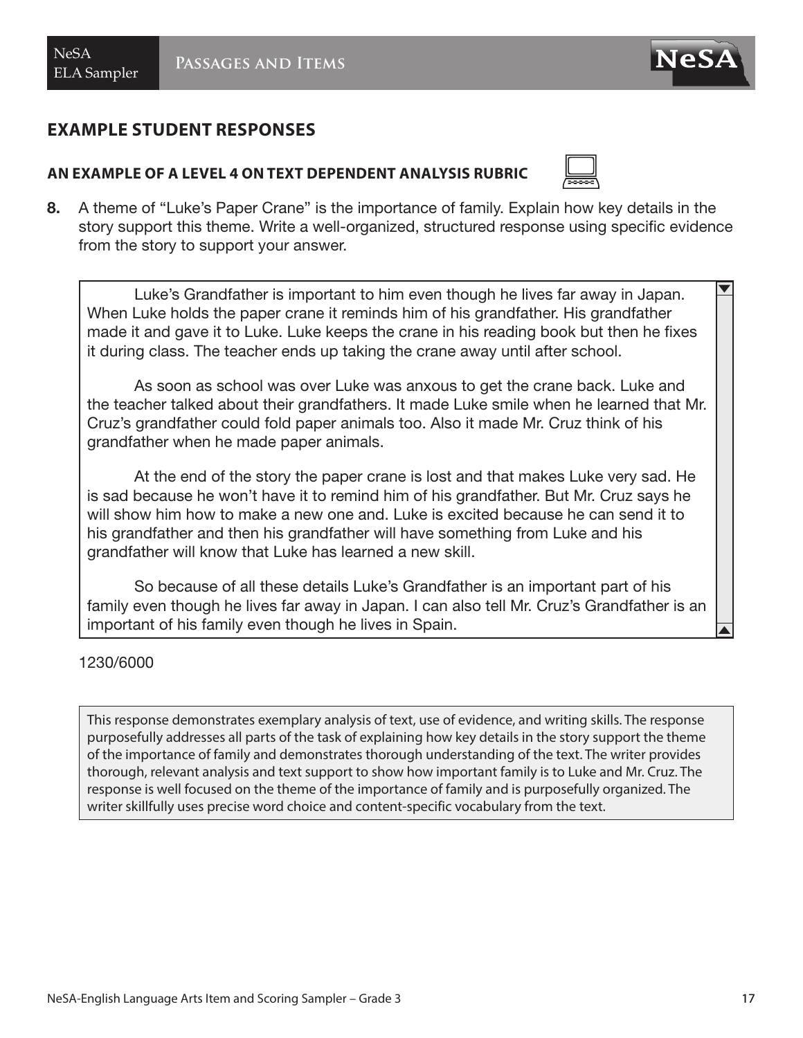## EXAMPLE STUDENT RESPONSES

### AN EXAMPLE OF A LEVEL 4 ON TEXT DEPENDENT ANALYSIS RUBRIC

**8.** A theme of "Luke's Paper Crane" is the importance of family. Explain how key details in the story support this theme. Write a well-organized, structured response using specific evidence from the story to support your answer.

> Luke's Grandfather is important to him even though he lives far away in Japan. When Luke holds the paper crane it reminds him of his grandfather. His grandfather made it and gave it to Luke. Luke keeps the crane in his reading book but then he fixes it during class. The teacher ends up taking the crane away until after school.
>
> As soon as school was over Luke was anxous to get the crane back. Luke and the teacher talked about their grandfathers. It made Luke smile when he learned that Mr. Cruz's grandfather could fold paper animals too. Also it made Mr. Cruz think of his grandfather when he made paper animals.
>
> At the end of the story the paper crane is lost and that makes Luke very sad. He is sad because he won't have it to remind him of his grandfather. But Mr. Cruz says he will show him how to make a new one and. Luke is excited because he can send it to his grandfather and then his grandfather will have something from Luke and his grandfather will know that Luke has learned a new skill.
>
> So because of all these details Luke's Grandfather is an important part of his family even though he lives far away in Japan. I can also tell Mr. Cruz's Grandfather is an important of his family even though he lives in Spain.

1230/6000

This response demonstrates exemplary analysis of text, use of evidence, and writing skills. The response purposefully addresses all parts of the task of explaining how key details in the story support the theme of the importance of family and demonstrates thorough understanding of the text. The writer provides thorough, relevant analysis and text support to show how important family is to Luke and Mr. Cruz. The response is well focused on the theme of the importance of family and is purposefully organized. The writer skillfully uses precise word choice and content-specific vocabulary from the text.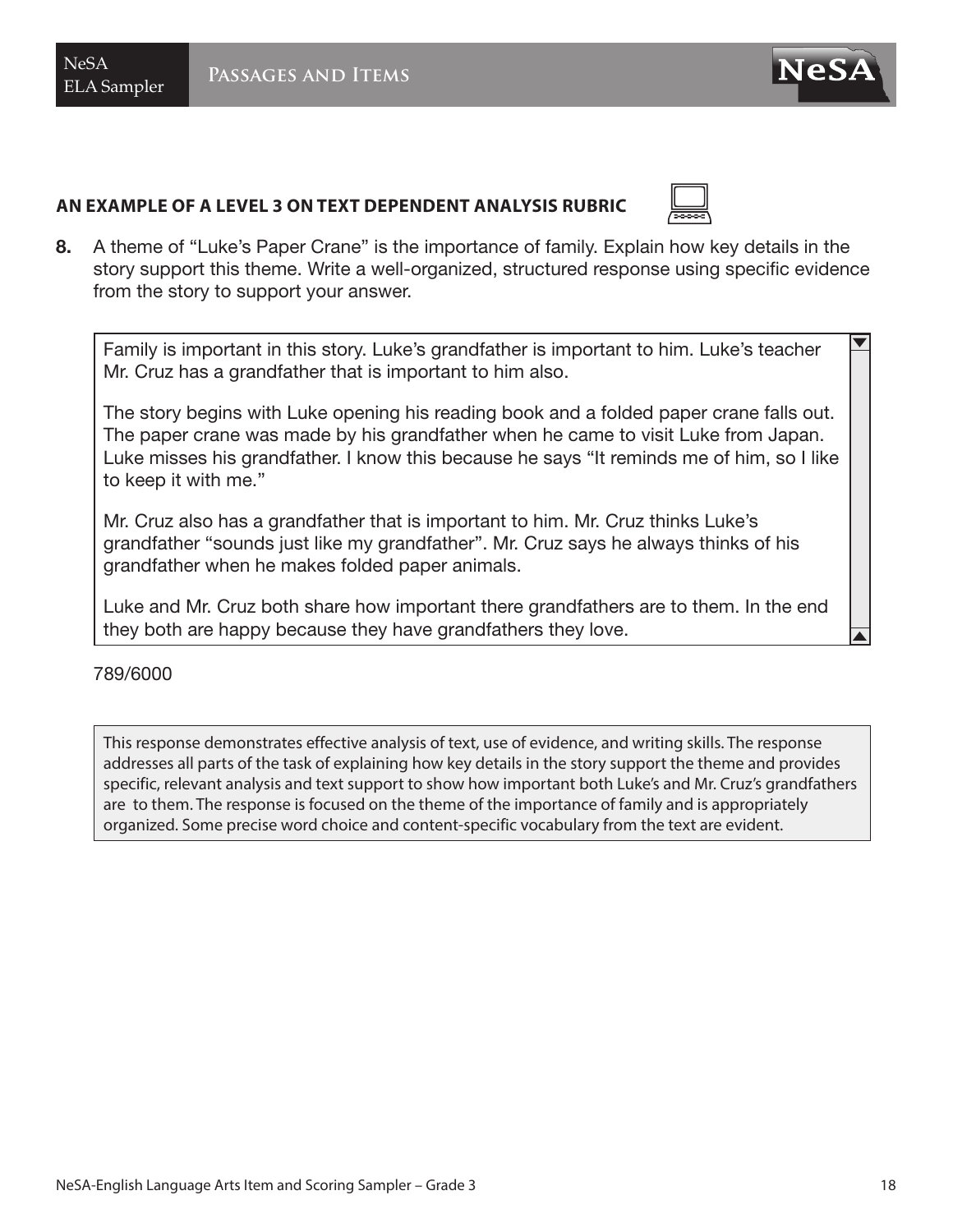### AN EXAMPLE OF A LEVEL 3 ON TEXT DEPENDENT ANALYSIS RUBRIC

**8.** A theme of "Luke's Paper Crane" is the importance of family. Explain how key details in the story support this theme. Write a well-organized, structured response using specific evidence from the story to support your answer.

> Family is important in this story. Luke's grandfather is important to him. Luke's teacher Mr. Cruz has a grandfather that is important to him also.
>
> The story begins with Luke opening his reading book and a folded paper crane falls out. The paper crane was made by his grandfather when he came to visit Luke from Japan. Luke misses his grandfather. I know this because he says "It reminds me of him, so I like to keep it with me."
>
> Mr. Cruz also has a grandfather that is important to him. Mr. Cruz thinks Luke's grandfather "sounds just like my grandfather". Mr. Cruz says he always thinks of his grandfather when he makes folded paper animals.
>
> Luke and Mr. Cruz both share how important there grandfathers are to them. In the end they both are happy because they have grandfathers they love.

789/6000

This response demonstrates effective analysis of text, use of evidence, and writing skills. The response addresses all parts of the task of explaining how key details in the story support the theme and provides specific, relevant analysis and text support to show how important both Luke's and Mr. Cruz's grandfathers are to them. The response is focused on the theme of the importance of family and is appropriately organized. Some precise word choice and content-specific vocabulary from the text are evident.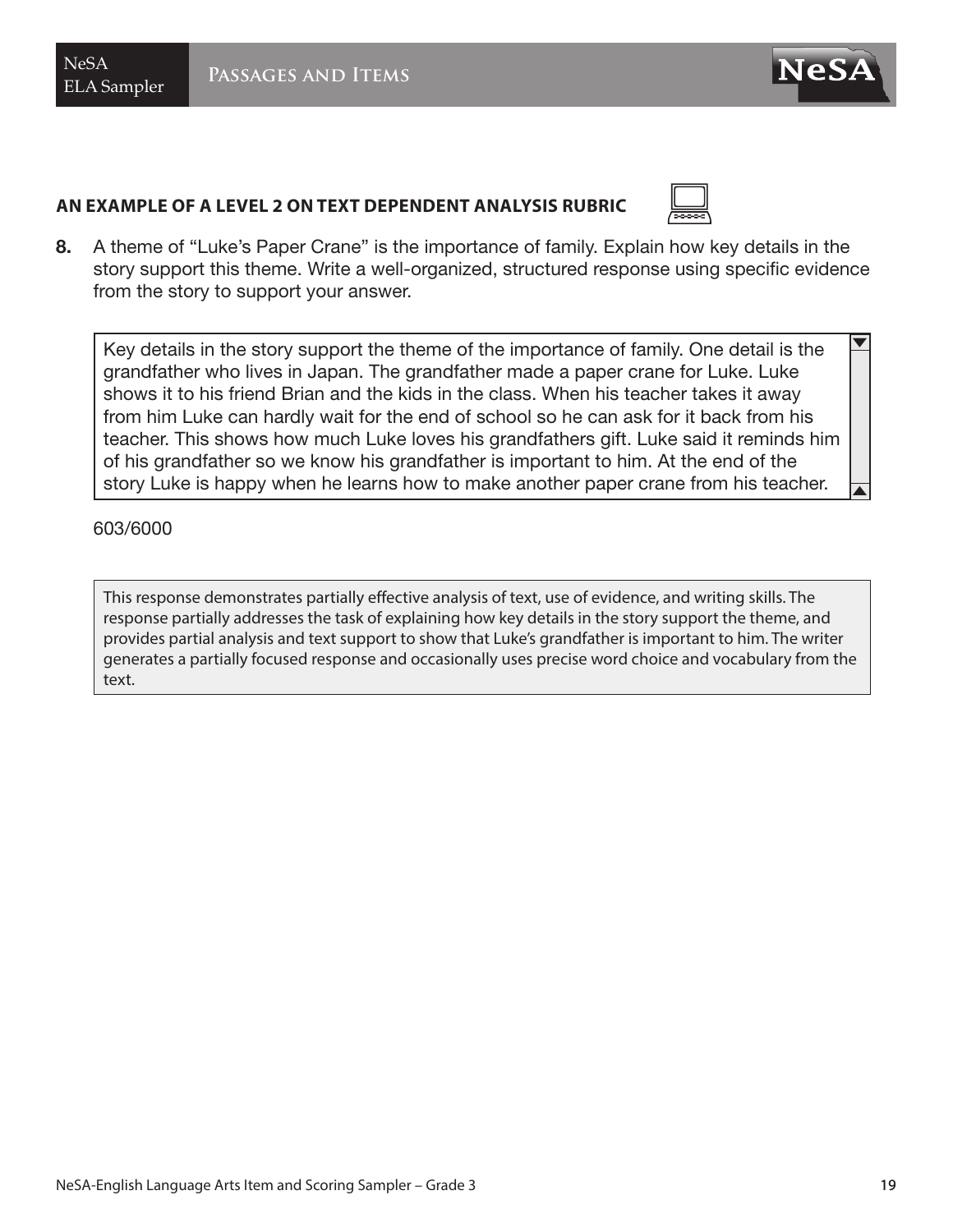## AN EXAMPLE OF A LEVEL 2 ON TEXT DEPENDENT ANALYSIS RUBRIC

**8.** A theme of "Luke's Paper Crane" is the importance of family. Explain how key details in the story support this theme. Write a well-organized, structured response using specific evidence from the story to support your answer.

> Key details in the story support the theme of the importance of family. One detail is the grandfather who lives in Japan. The grandfather made a paper crane for Luke. Luke shows it to his friend Brian and the kids in the class. When his teacher takes it away from him Luke can hardly wait for the end of school so he can ask for it back from his teacher. This shows how much Luke loves his grandfathers gift. Luke said it reminds him of his grandfather so we know his grandfather is important to him. At the end of the story Luke is happy when he learns how to make another paper crane from his teacher.

603/6000

> This response demonstrates partially effective analysis of text, use of evidence, and writing skills. The response partially addresses the task of explaining how key details in the story support the theme, and provides partial analysis and text support to show that Luke's grandfather is important to him. The writer generates a partially focused response and occasionally uses precise word choice and vocabulary from the text.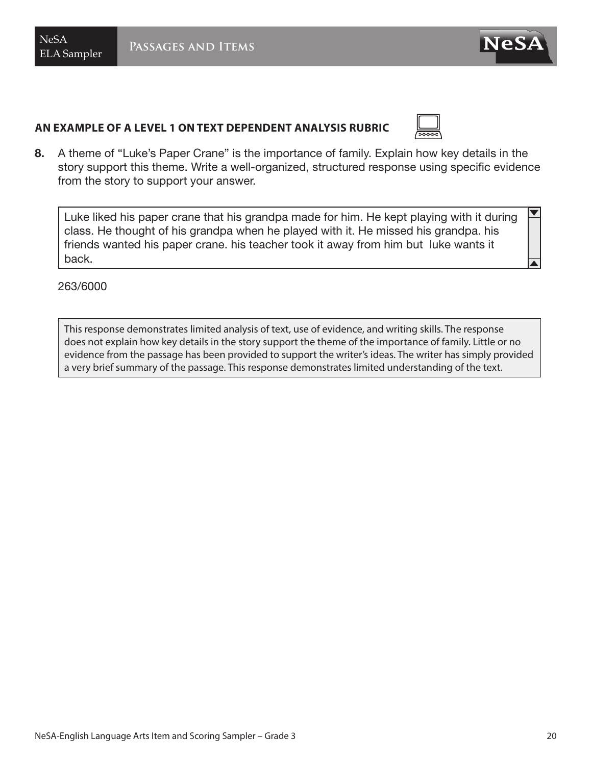**AN EXAMPLE OF A LEVEL 1 ON TEXT DEPENDENT ANALYSIS RUBRIC**

**8.** A theme of "Luke's Paper Crane" is the importance of family. Explain how key details in the story support this theme. Write a well-organized, structured response using specific evidence from the story to support your answer.

> Luke liked his paper crane that his grandpa made for him. He kept playing with it during class. He thought of his grandpa when he played with it. He missed his grandpa. his friends wanted his paper crane. his teacher took it away from him but  luke wants it back.

263/6000

This response demonstrates limited analysis of text, use of evidence, and writing skills. The response does not explain how key details in the story support the theme of the importance of family. Little or no evidence from the passage has been provided to support the writer's ideas. The writer has simply provided a very brief summary of the passage. This response demonstrates limited understanding of the text.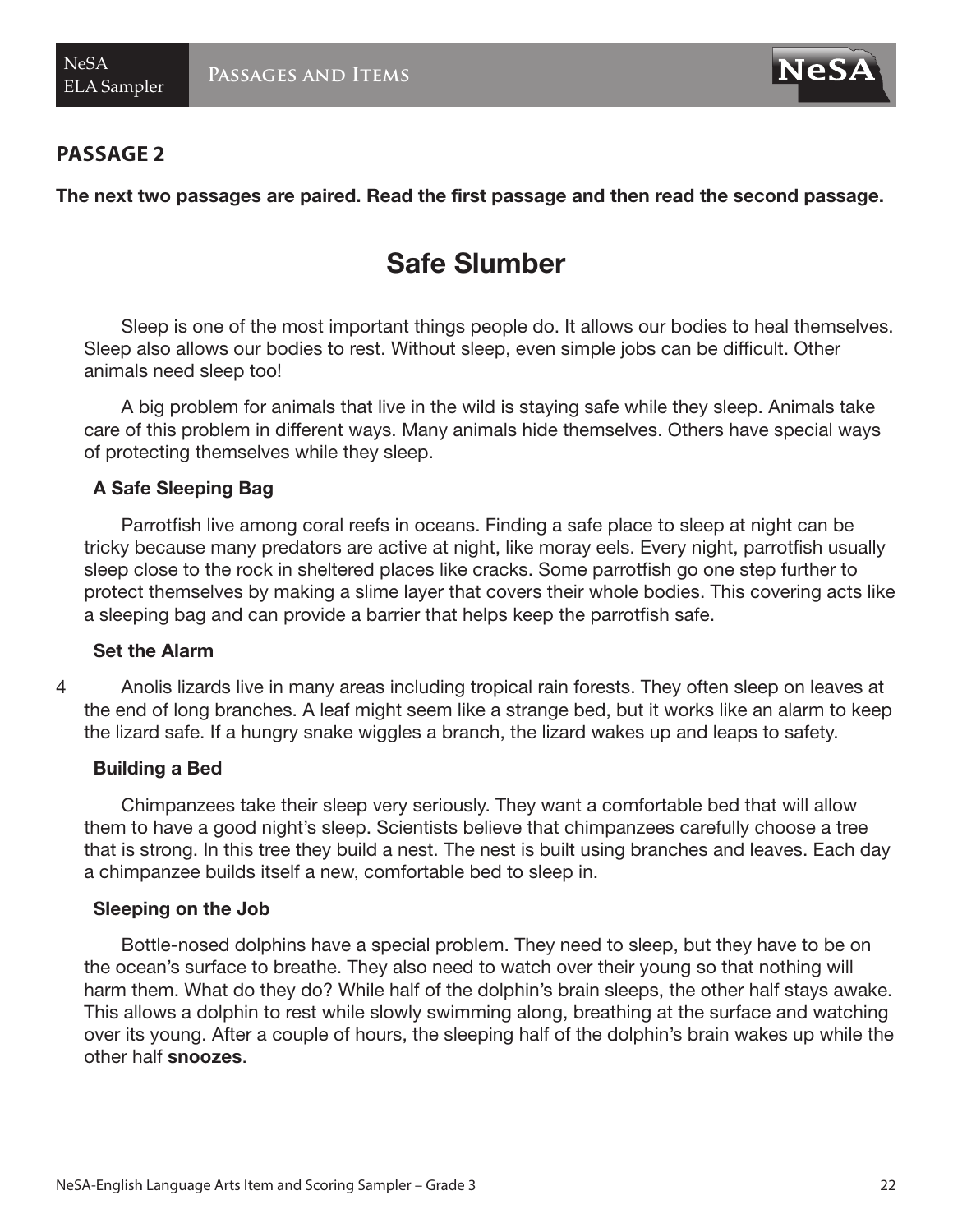## PASSAGE 2

**The next two passages are paired. Read the first passage and then read the second passage.**

# Safe Slumber

Sleep is one of the most important things people do. It allows our bodies to heal themselves. Sleep also allows our bodies to rest. Without sleep, even simple jobs can be difficult. Other animals need sleep too!

A big problem for animals that live in the wild is staying safe while they sleep. Animals take care of this problem in different ways. Many animals hide themselves. Others have special ways of protecting themselves while they sleep.

### A Safe Sleeping Bag

Parrotfish live among coral reefs in oceans. Finding a safe place to sleep at night can be tricky because many predators are active at night, like moray eels. Every night, parrotfish usually sleep close to the rock in sheltered places like cracks. Some parrotfish go one step further to protect themselves by making a slime layer that covers their whole bodies. This covering acts like a sleeping bag and can provide a barrier that helps keep the parrotfish safe.

### Set the Alarm

4 Anolis lizards live in many areas including tropical rain forests. They often sleep on leaves at the end of long branches. A leaf might seem like a strange bed, but it works like an alarm to keep the lizard safe. If a hungry snake wiggles a branch, the lizard wakes up and leaps to safety.

### Building a Bed

Chimpanzees take their sleep very seriously. They want a comfortable bed that will allow them to have a good night's sleep. Scientists believe that chimpanzees carefully choose a tree that is strong. In this tree they build a nest. The nest is built using branches and leaves. Each day a chimpanzee builds itself a new, comfortable bed to sleep in.

### Sleeping on the Job

Bottle-nosed dolphins have a special problem. They need to sleep, but they have to be on the ocean's surface to breathe. They also need to watch over their young so that nothing will harm them. What do they do? While half of the dolphin's brain sleeps, the other half stays awake. This allows a dolphin to rest while slowly swimming along, breathing at the surface and watching over its young. After a couple of hours, the sleeping half of the dolphin's brain wakes up while the other half **snoozes**.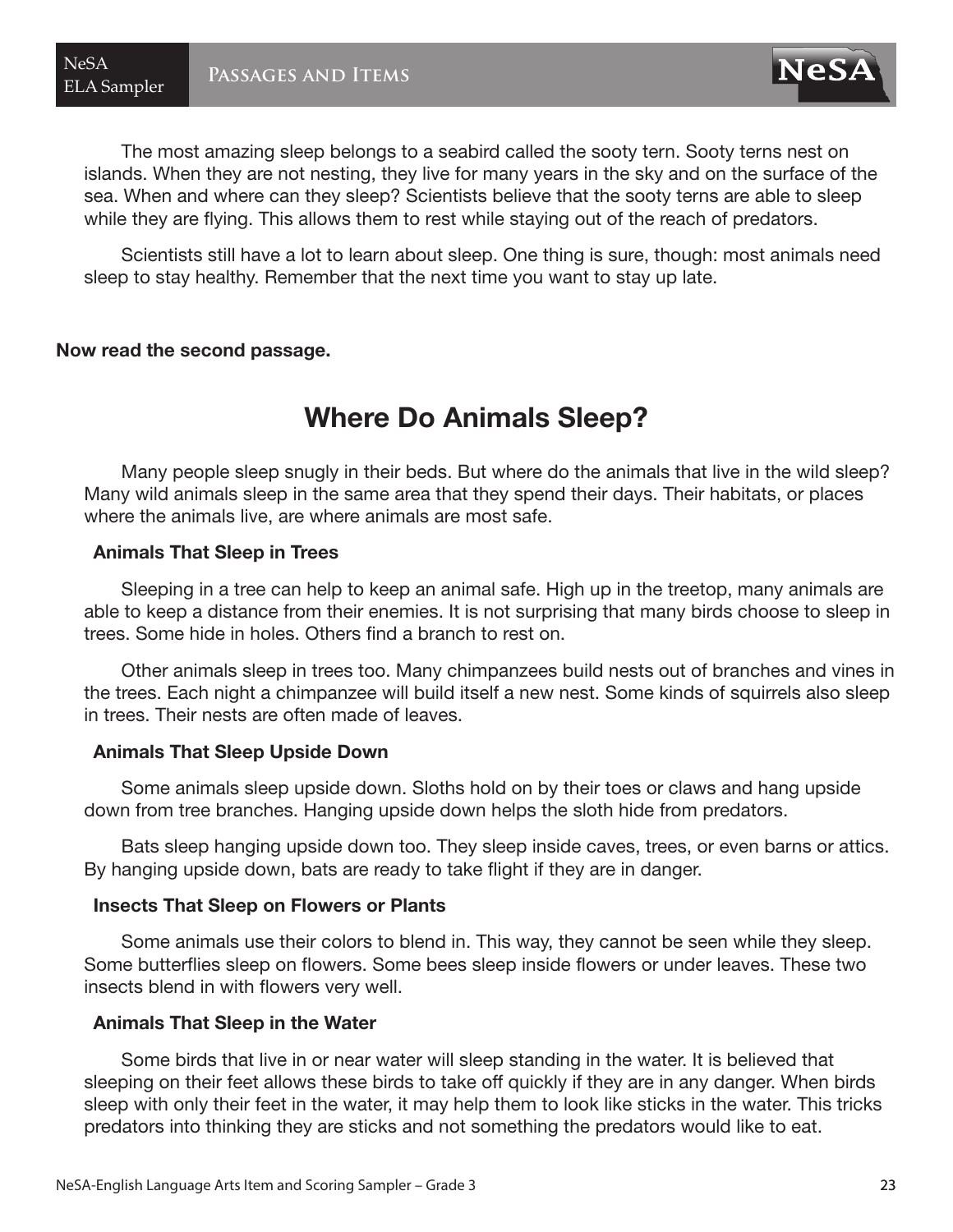The most amazing sleep belongs to a seabird called the sooty tern. Sooty terns nest on islands. When they are not nesting, they live for many years in the sky and on the surface of the sea. When and where can they sleep? Scientists believe that the sooty terns are able to sleep while they are flying. This allows them to rest while staying out of the reach of predators.

Scientists still have a lot to learn about sleep. One thing is sure, though: most animals need sleep to stay healthy. Remember that the next time you want to stay up late.

**Now read the second passage.**

# Where Do Animals Sleep?

Many people sleep snugly in their beds. But where do the animals that live in the wild sleep? Many wild animals sleep in the same area that they spend their days. Their habitats, or places where the animals live, are where animals are most safe.

### Animals That Sleep in Trees

Sleeping in a tree can help to keep an animal safe. High up in the treetop, many animals are able to keep a distance from their enemies. It is not surprising that many birds choose to sleep in trees. Some hide in holes. Others find a branch to rest on.

Other animals sleep in trees too. Many chimpanzees build nests out of branches and vines in the trees. Each night a chimpanzee will build itself a new nest. Some kinds of squirrels also sleep in trees. Their nests are often made of leaves.

### Animals That Sleep Upside Down

Some animals sleep upside down. Sloths hold on by their toes or claws and hang upside down from tree branches. Hanging upside down helps the sloth hide from predators.

Bats sleep hanging upside down too. They sleep inside caves, trees, or even barns or attics. By hanging upside down, bats are ready to take flight if they are in danger.

### Insects That Sleep on Flowers or Plants

Some animals use their colors to blend in. This way, they cannot be seen while they sleep. Some butterflies sleep on flowers. Some bees sleep inside flowers or under leaves. These two insects blend in with flowers very well.

### Animals That Sleep in the Water

Some birds that live in or near water will sleep standing in the water. It is believed that sleeping on their feet allows these birds to take off quickly if they are in any danger. When birds sleep with only their feet in the water, it may help them to look like sticks in the water. This tricks predators into thinking they are sticks and not something the predators would like to eat.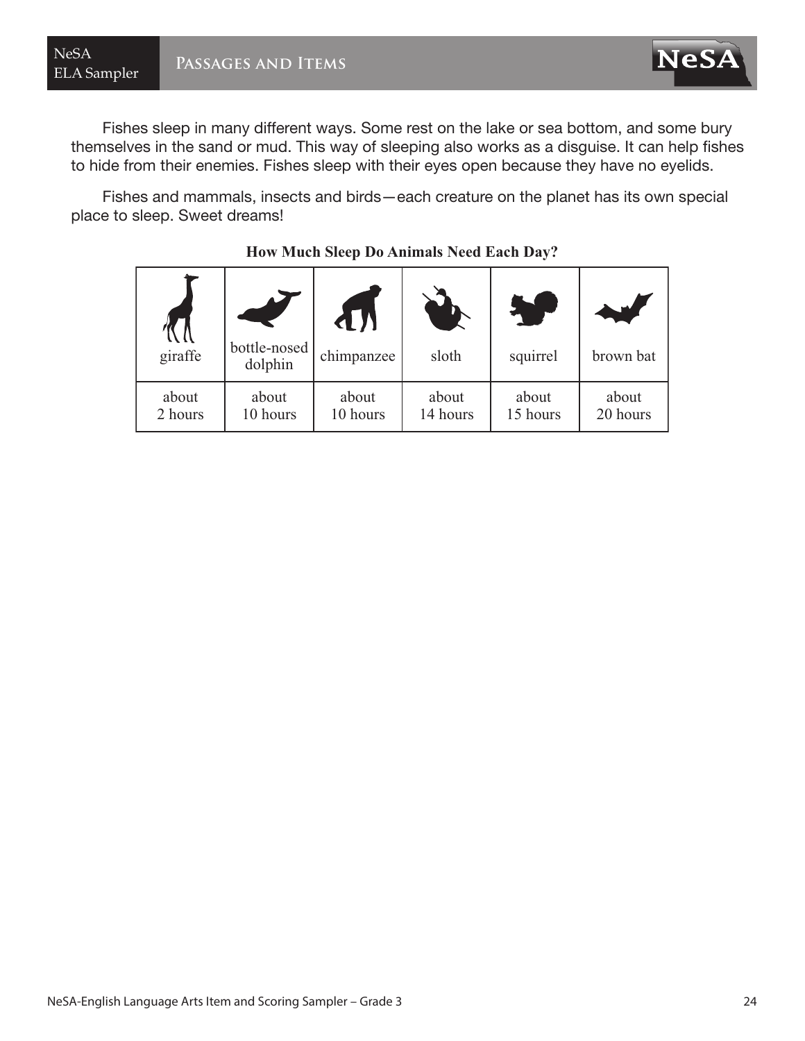Fishes sleep in many different ways. Some rest on the lake or sea bottom, and some bury themselves in the sand or mud. This way of sleeping also works as a disguise. It can help fishes to hide from their enemies. Fishes sleep with their eyes open because they have no eyelids.

Fishes and mammals, insects and birds—each creature on the planet has its own special place to sleep. Sweet dreams!

**How Much Sleep Do Animals Need Each Day?**

| giraffe | bottle-nosed dolphin | chimpanzee | sloth | squirrel | brown bat |
|---|---|---|---|---|---|
| about 2 hours | about 10 hours | about 10 hours | about 14 hours | about 15 hours | about 20 hours |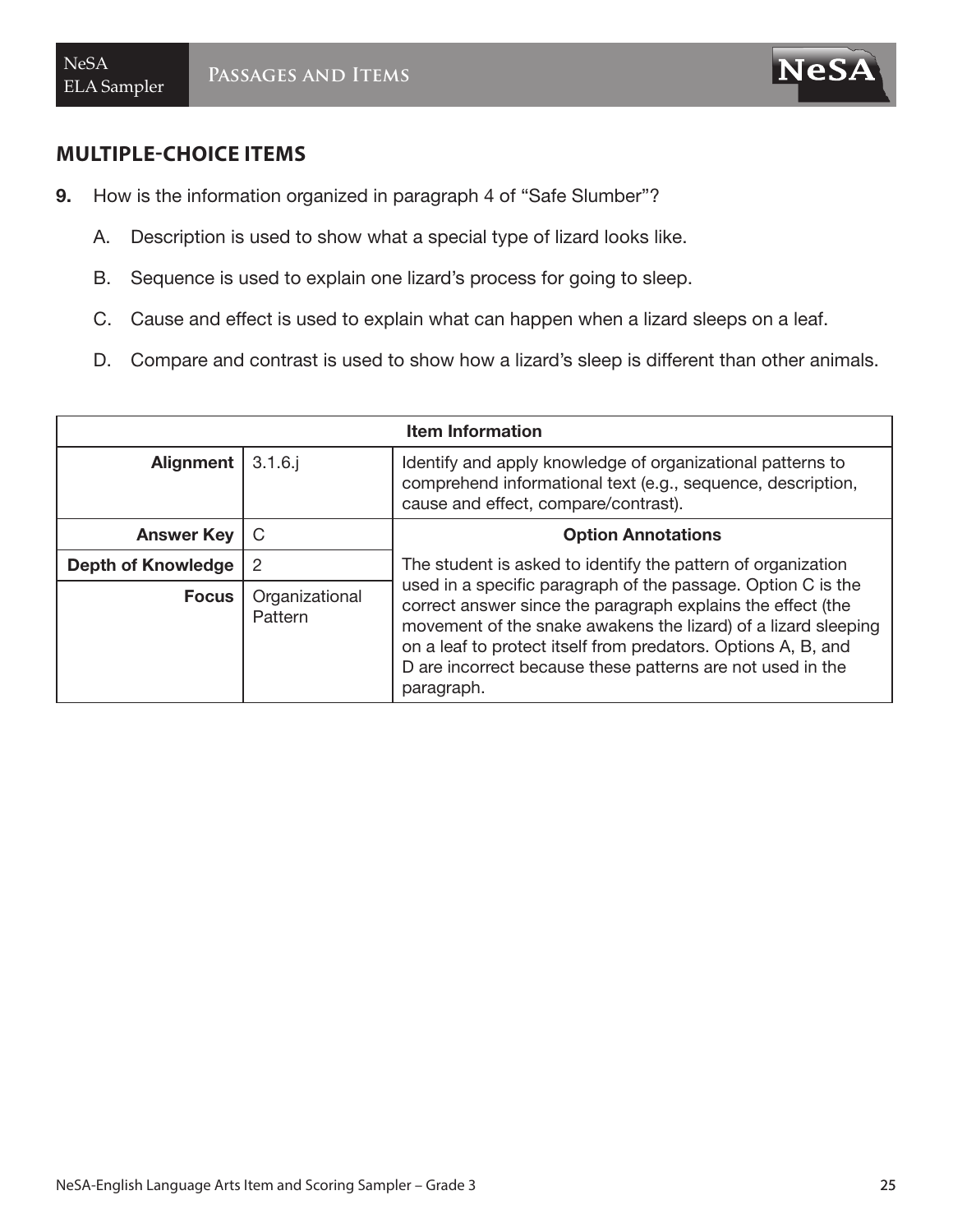## MULTIPLE-CHOICE ITEMS

**9.** How is the information organized in paragraph 4 of "Safe Slumber"?

A. Description is used to show what a special type of lizard looks like.

B. Sequence is used to explain one lizard's process for going to sleep.

C. Cause and effect is used to explain what can happen when a lizard sleeps on a leaf.

D. Compare and contrast is used to show how a lizard's sleep is different than other animals.

| Item Information | | |
|---|---|---|
| **Alignment** | 3.1.6.j | Identify and apply knowledge of organizational patterns to comprehend informational text (e.g., sequence, description, cause and effect, compare/contrast). |
| **Answer Key** | C | **Option Annotations** |
| **Depth of Knowledge** | 2 | The student is asked to identify the pattern of organization used in a specific paragraph of the passage. Option C is the correct answer since the paragraph explains the effect (the movement of the snake awakens the lizard) of a lizard sleeping on a leaf to protect itself from predators. Options A, B, and D are incorrect because these patterns are not used in the paragraph. |
| **Focus** | Organizational Pattern | |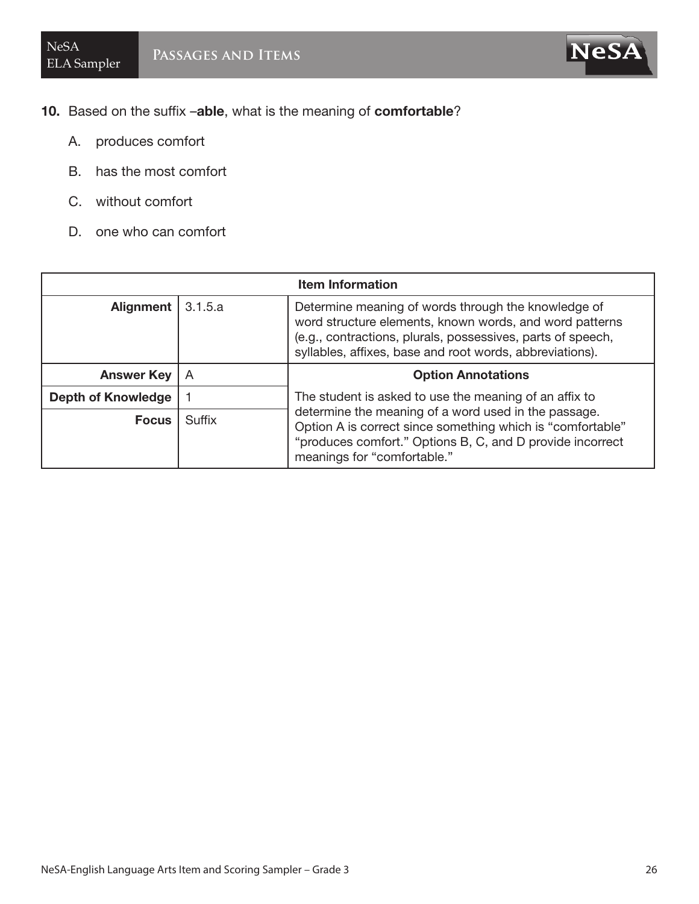**10.** Based on the suffix –**able**, what is the meaning of **comfortable**?

A. produces comfort

B. has the most comfort

C. without comfort

D. one who can comfort

| Item Information | | |
|---|---|---|
| **Alignment** | 3.1.5.a | Determine meaning of words through the knowledge of word structure elements, known words, and word patterns (e.g., contractions, plurals, possessives, parts of speech, syllables, affixes, base and root words, abbreviations). |
| **Answer Key** | A | **Option Annotations** |
| **Depth of Knowledge** | 1 | The student is asked to use the meaning of an affix to determine the meaning of a word used in the passage. Option A is correct since something which is "comfortable" "produces comfort." Options B, C, and D provide incorrect meanings for "comfortable." |
| **Focus** | Suffix | |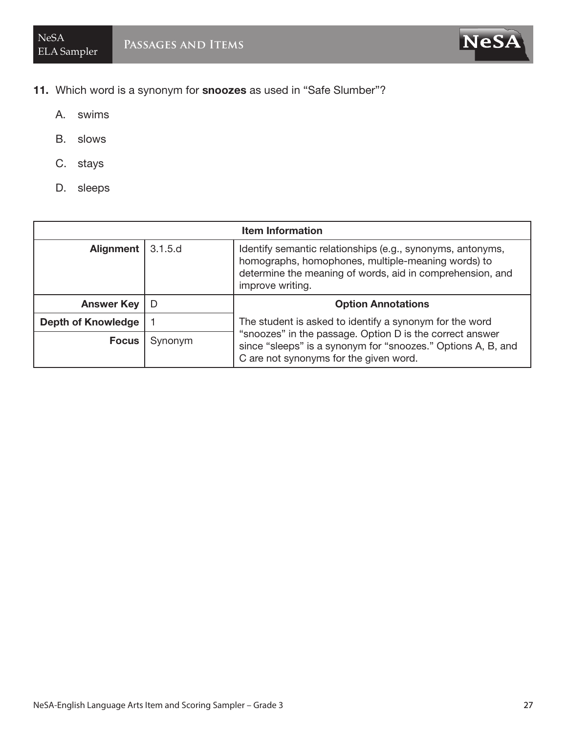**11.** Which word is a synonym for **snoozes** as used in “Safe Slumber”?

A. swims

B. slows

C. stays

D. sleeps

| **Item Information** | | |
|---|---|---|
| **Alignment** | 3.1.5.d | Identify semantic relationships (e.g., synonyms, antonyms, homographs, homophones, multiple-meaning words) to determine the meaning of words, aid in comprehension, and improve writing. |
| **Answer Key** | D | **Option Annotations** |
| **Depth of Knowledge** | 1 | The student is asked to identify a synonym for the word “snoozes” in the passage. Option D is the correct answer since “sleeps” is a synonym for “snoozes.” Options A, B, and C are not synonyms for the given word. |
| **Focus** | Synonym | |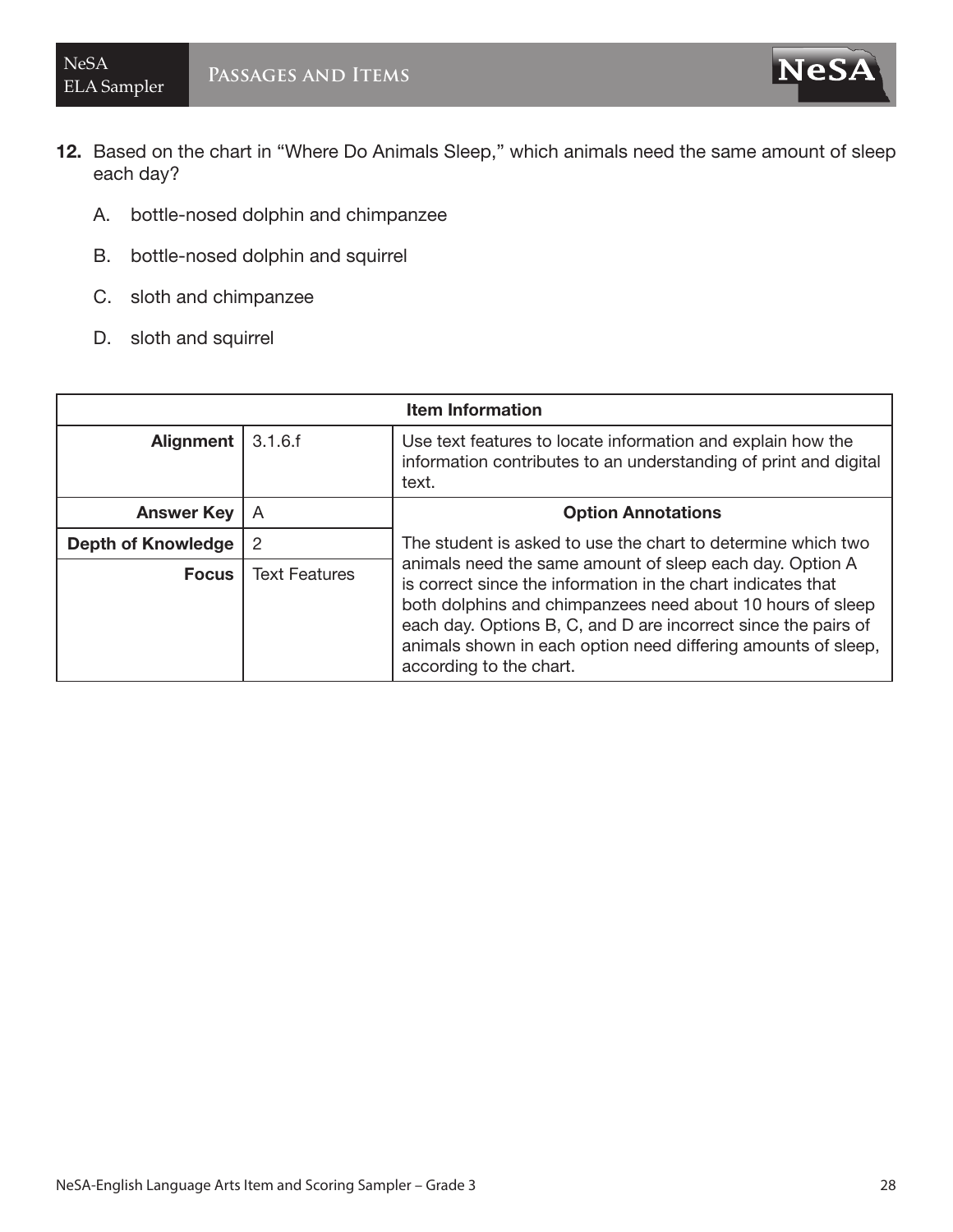**12.** Based on the chart in "Where Do Animals Sleep," which animals need the same amount of sleep each day?

A. bottle-nosed dolphin and chimpanzee

B. bottle-nosed dolphin and squirrel

C. sloth and chimpanzee

D. sloth and squirrel

| **Item Information** | | |
|---|---|---|
| **Alignment** | 3.1.6.f | Use text features to locate information and explain how the information contributes to an understanding of print and digital text. |
| **Answer Key** | A | **Option Annotations** |
| **Depth of Knowledge** | 2 | The student is asked to use the chart to determine which two animals need the same amount of sleep each day. Option A is correct since the information in the chart indicates that both dolphins and chimpanzees need about 10 hours of sleep each day. Options B, C, and D are incorrect since the pairs of animals shown in each option need differing amounts of sleep, according to the chart. |
| **Focus** | Text Features | |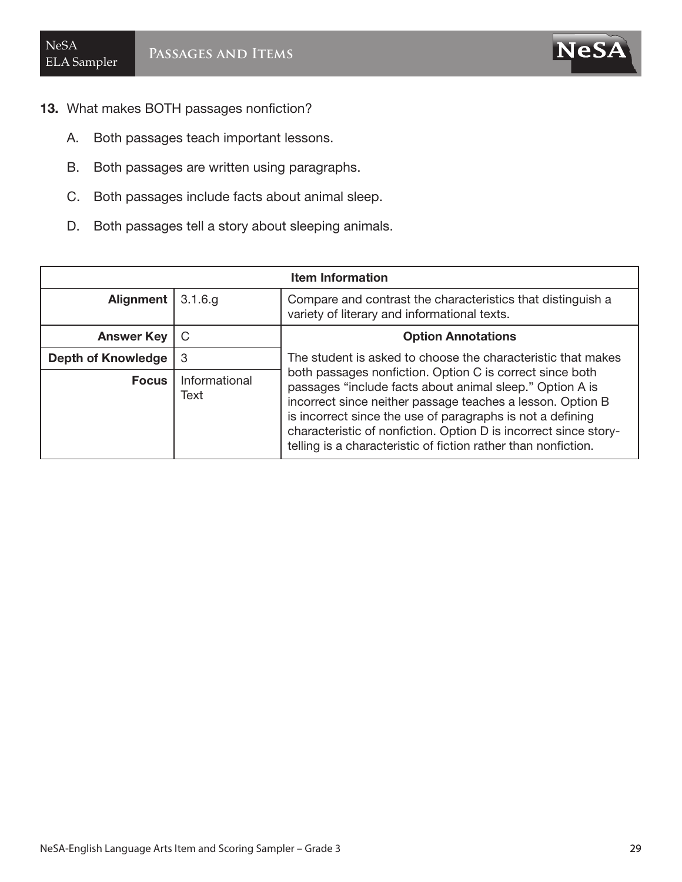**13.** What makes BOTH passages nonfiction?

A. Both passages teach important lessons.

B. Both passages are written using paragraphs.

C. Both passages include facts about animal sleep.

D. Both passages tell a story about sleeping animals.

| Item Information | | |
|---|---|---|
| **Alignment** | 3.1.6.g | Compare and contrast the characteristics that distinguish a variety of literary and informational texts. |
| **Answer Key** | C | **Option Annotations** |
| **Depth of Knowledge** | 3 | The student is asked to choose the characteristic that makes both passages nonfiction. Option C is correct since both passages "include facts about animal sleep." Option A is incorrect since neither passage teaches a lesson. Option B is incorrect since the use of paragraphs is not a defining characteristic of nonfiction. Option D is incorrect since story-telling is a characteristic of fiction rather than nonfiction. |
| **Focus** | Informational Text | |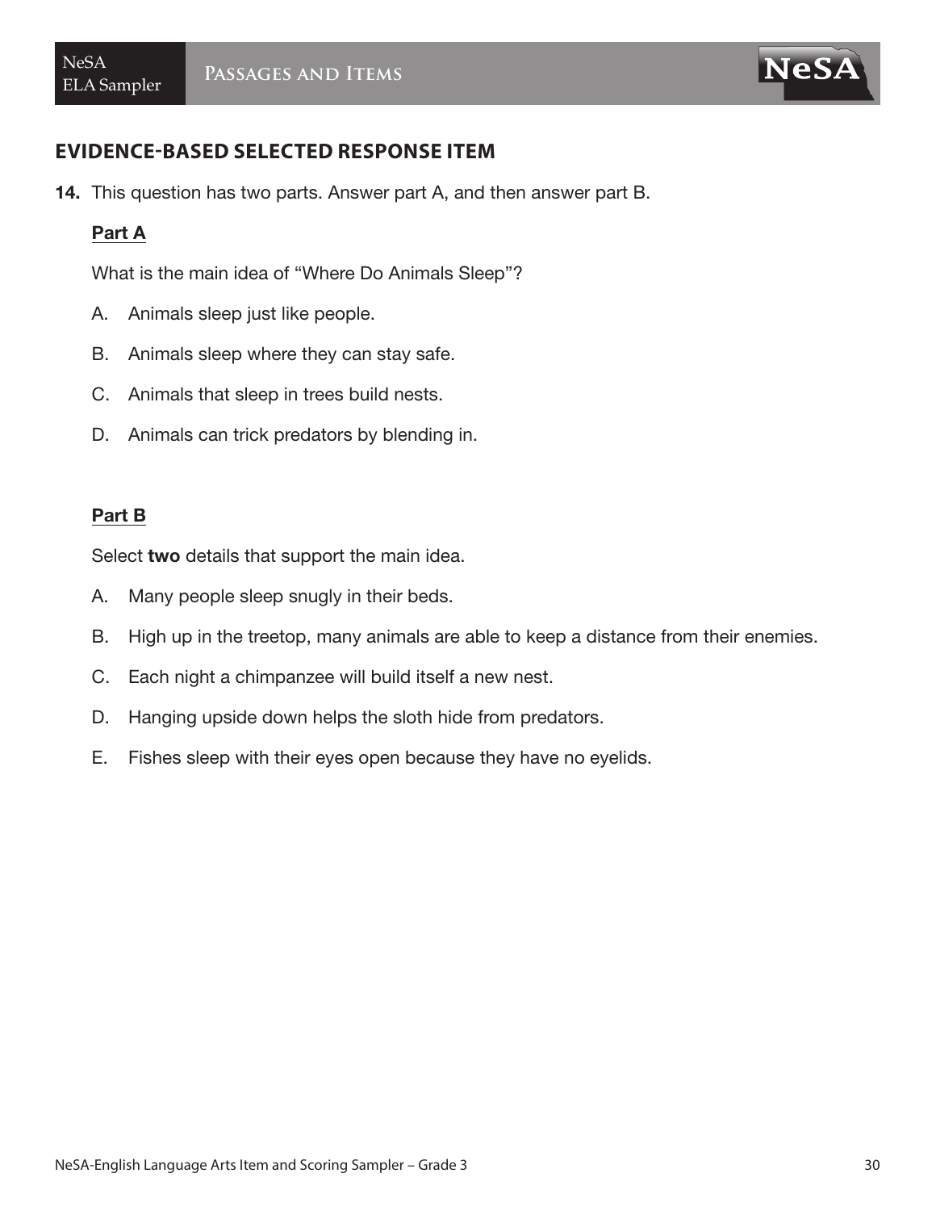## EVIDENCE-BASED SELECTED RESPONSE ITEM

**14.** This question has two parts. Answer part A, and then answer part B.

**Part A**

What is the main idea of "Where Do Animals Sleep"?

A. Animals sleep just like people.

B. Animals sleep where they can stay safe.

C. Animals that sleep in trees build nests.

D. Animals can trick predators by blending in.

**Part B**

Select **two** details that support the main idea.

A. Many people sleep snugly in their beds.

B. High up in the treetop, many animals are able to keep a distance from their enemies.

C. Each night a chimpanzee will build itself a new nest.

D. Hanging upside down helps the sloth hide from predators.

E. Fishes sleep with their eyes open because they have no eyelids.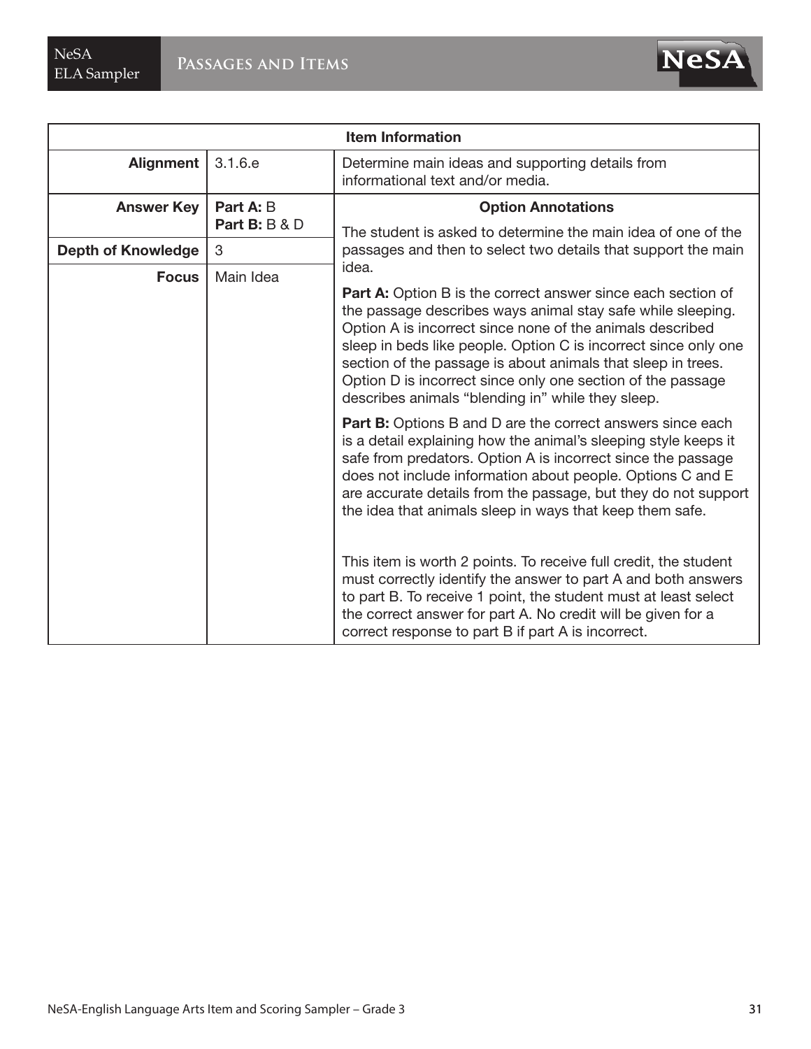| Item Information | | |
|---|---|---|
| **Alignment** | 3.1.6.e | Determine main ideas and supporting details from informational text and/or media. |
| **Answer Key** | **Part A:** B<br>**Part B:** B & D | **Option Annotations**<br>The student is asked to determine the main idea of one of the passages and then to select two details that support the main idea.<br>**Part A:** Option B is the correct answer since each section of the passage describes ways animal stay safe while sleeping. Option A is incorrect since none of the animals described sleep in beds like people. Option C is incorrect since only one section of the passage is about animals that sleep in trees. Option D is incorrect since only one section of the passage describes animals "blending in" while they sleep.<br>**Part B:** Options B and D are the correct answers since each is a detail explaining how the animal's sleeping style keeps it safe from predators. Option A is incorrect since the passage does not include information about people. Options C and E are accurate details from the passage, but they do not support the idea that animals sleep in ways that keep them safe.<br>This item is worth 2 points. To receive full credit, the student must correctly identify the answer to part A and both answers to part B. To receive 1 point, the student must at least select the correct answer for part A. No credit will be given for a correct response to part B if part A is incorrect. |
| **Depth of Knowledge** | 3 | |
| **Focus** | Main Idea | |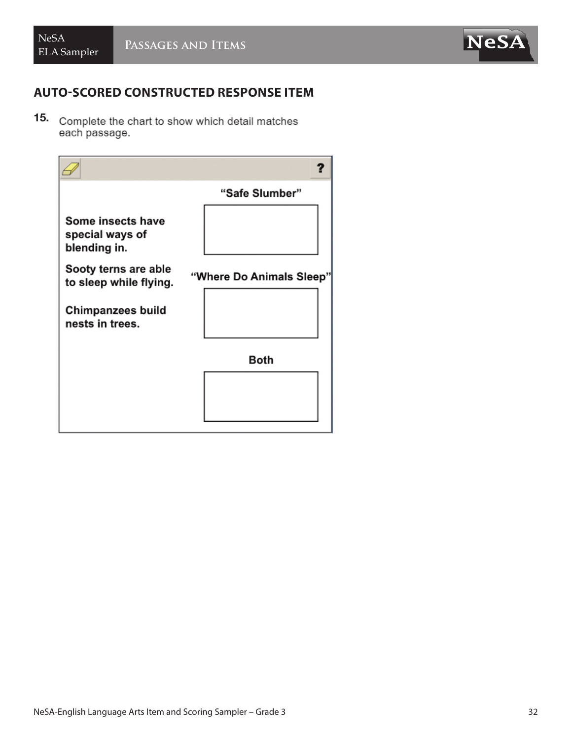## AUTO-SCORED CONSTRUCTED RESPONSE ITEM

**15.** Complete the chart to show which detail matches each passage.

**Some insects have special ways of blending in.**

**Sooty terns are able to sleep while flying.**

**Chimpanzees build nests in trees.**

| **"Safe Slumber"** |
| --- |
| |

| **"Where Do Animals Sleep"** |
| --- |
| |

| **Both** |
| --- |
| |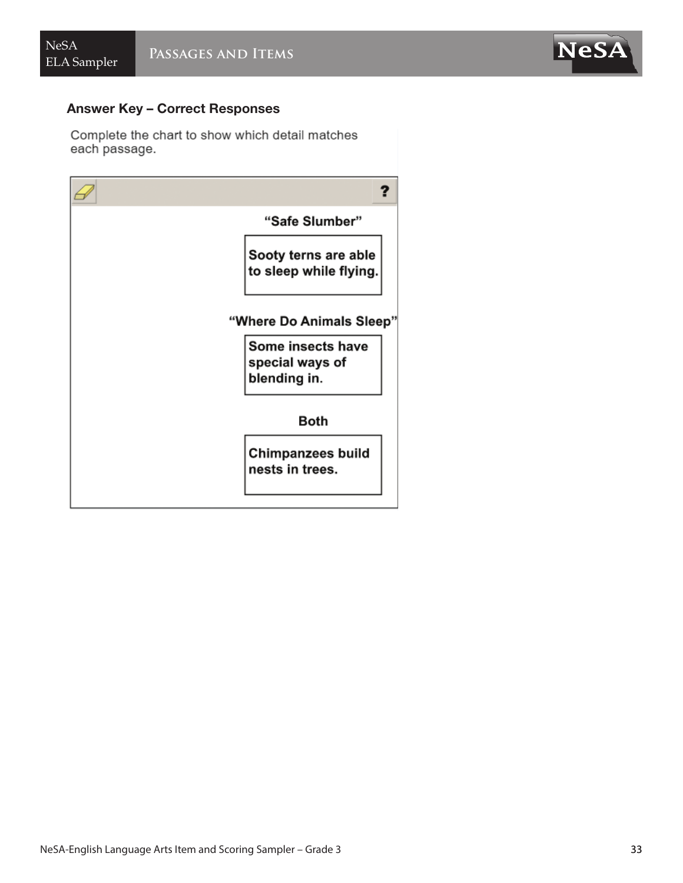### Answer Key – Correct Responses

Complete the chart to show which detail matches each passage.

**"Safe Slumber"**

Sooty terns are able to sleep while flying.

**"Where Do Animals Sleep"**

Some insects have special ways of blending in.

**Both**

Chimpanzees build nests in trees.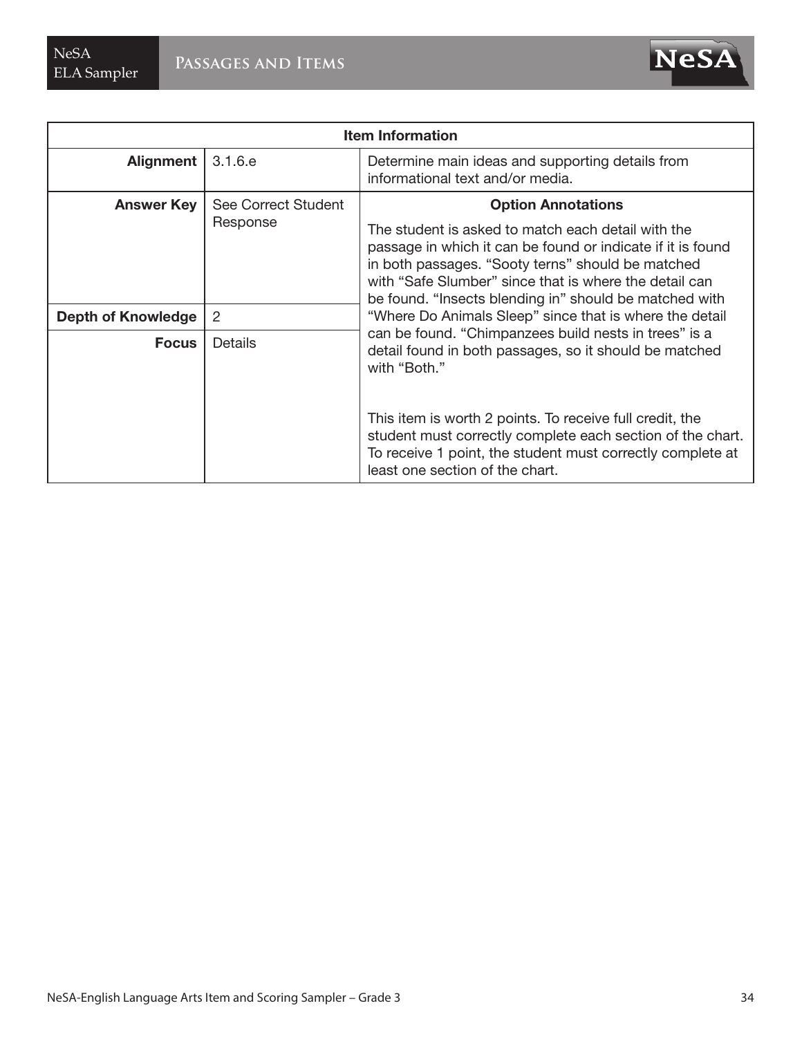| Item Information | | |
|---|---|---|
| **Alignment** | 3.1.6.e | Determine main ideas and supporting details from informational text and/or media. |
| **Answer Key** | See Correct Student Response | **Option Annotations**<br><br>The student is asked to match each detail with the passage in which it can be found or indicate if it is found in both passages. "Sooty terns" should be matched with "Safe Slumber" since that is where the detail can be found. "Insects blending in" should be matched with "Where Do Animals Sleep" since that is where the detail can be found. "Chimpanzees build nests in trees" is a detail found in both passages, so it should be matched with "Both."<br><br>This item is worth 2 points. To receive full credit, the student must correctly complete each section of the chart. To receive 1 point, the student must correctly complete at least one section of the chart. |
| **Depth of Knowledge** | 2 | |
| **Focus** | Details | |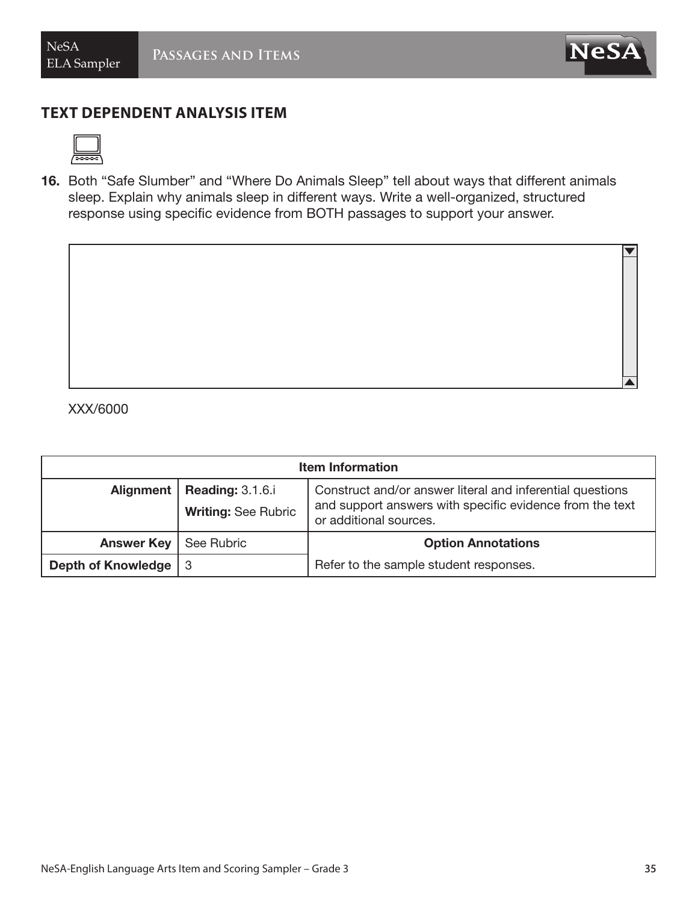## TEXT DEPENDENT ANALYSIS ITEM

**16.** Both "Safe Slumber" and "Where Do Animals Sleep" tell about ways that different animals sleep. Explain why animals sleep in different ways. Write a well-organized, structured response using specific evidence from BOTH passages to support your answer.

XXX/6000

| Item Information | | |
|---|---|---|
| **Alignment** | **Reading:** 3.1.6.i<br>**Writing:** See Rubric | Construct and/or answer literal and inferential questions and support answers with specific evidence from the text or additional sources. |
| **Answer Key** | See Rubric | **Option Annotations** |
| **Depth of Knowledge** | 3 | Refer to the sample student responses. |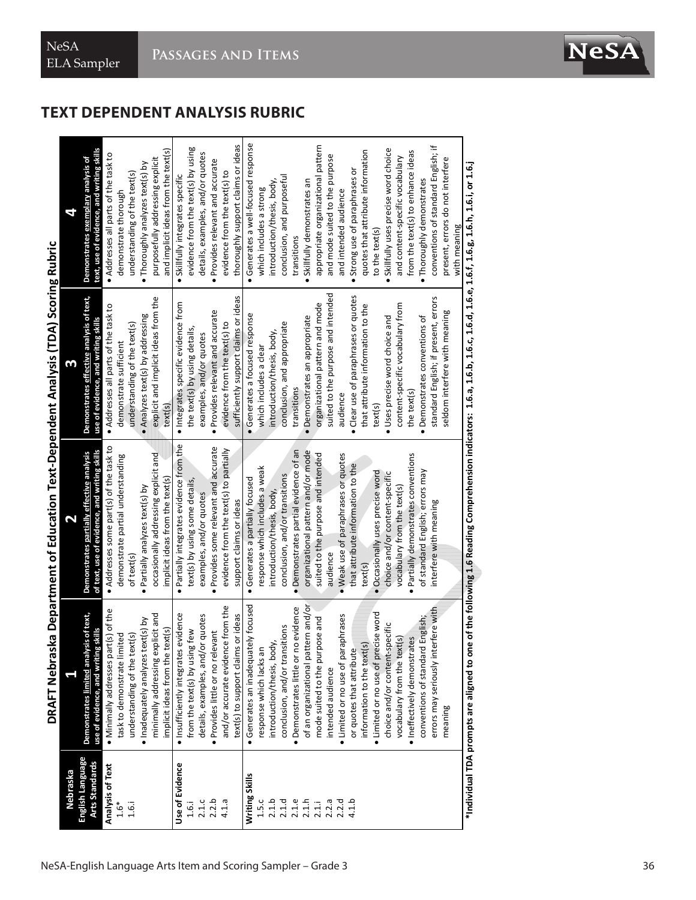## TEXT DEPENDENT ANALYSIS RUBRIC

### DRAFT Nebraska Department of Education Text-Dependent Analysis (TDA) Scoring Rubric

| Nebraska English Language Arts Standards | 1<br>Demonstrates limited analysis of text, use of evidence, and writing skills | 2<br>Demonstrates partially effective analysis of text, use of evidence, and writing skills | 3<br>Demonstrates effective analysis of text, use of evidence, and writing skills | 4<br>Demonstrates exemplary analysis of text, use of evidence, and writing skills |
|---|---|---|---|---|
| **Analysis of Text**<br>1.6*<br>1.6.i | • Minimally addresses part(s) of the task to demonstrate limited understanding of the text(s)<br>• Inadequately analyzes text(s) by minimally addressing explicit and implicit ideas from the text(s) | • Addresses some part(s) of the task to demonstrate partial understanding of text(s)<br>• Partially analyzes text(s) by occasionally addressing explicit and implicit ideas from the text(s) | • Addresses all parts of the task to demonstrate sufficient understanding of the text(s)<br>• Analyzes text(s) by addressing explicit and implicit ideas from the text(s) | • Addresses all parts of the task to demonstrate thorough understanding of the text(s)<br>• Thoroughly analyzes text(s) by purposefully addressing explicit and implicit ideas from the text(s) |
| **Use of Evidence**<br>1.6.i<br>2.1.c<br>2.2.b<br>4.1.a | • Insufficiently integrates evidence from the text(s) by using few details, examples, and/or quotes<br>• Provides little or no relevant and/or accurate evidence from the text(s) to support claims or ideas | • Partially integrates evidence from the text(s) by using some details, examples, and/or quotes<br>• Provides some relevant and accurate evidence from the text(s) to partially support claims or ideas | • Integrates specific evidence from the text(s) by using details, examples, and/or quotes<br>• Provides relevant and accurate evidence from the text(s) to sufficiently support claims or ideas | • Skillfully integrates specific evidence from the text(s) by using details, examples, and/or quotes<br>• Provides relevant and accurate evidence from the text(s) to thoroughly support claims or ideas |
| **Writing Skills**<br>1.5.c<br>2.1.b<br>2.1.d<br>2.1.e<br>2.1.h<br>2.1.i<br>2.2.a<br>2.2.d<br>4.1.b | • Generates an inadequately focused response which lacks an introduction/thesis, body, conclusion, and/or transitions<br>• Demonstrates little or no evidence of an organizational pattern and/or mode suited to the purpose and intended audience<br>• Limited or no use of paraphrases or quotes that attribute information to the text(s)<br>• Limited or no use of precise word choice and/or content-specific vocabulary from the text(s)<br>• Ineffectively demonstrates conventions of standard English; errors may seriously interfere with meaning | • Generates a partially focused response which includes a weak introduction/thesis, body, conclusion, and/or transitions<br>• Demonstrates partial evidence of an organizational pattern and/or mode suited to the purpose and intended audience<br>• Weak use of paraphrases or quotes that attribute information to the text(s)<br>• Occasionally uses precise word choice and/or content-specific vocabulary from the text(s)<br>• Partially demonstrates conventions of standard English; errors may interfere with meaning | • Generates a focused response which includes a clear introduction/thesis, body, conclusion, and appropriate transitions<br>• Demonstrates an appropriate organizational pattern and mode suited to the purpose and intended audience<br>• Clear use of paraphrases or quotes that attribute information to the text(s)<br>• Uses precise word choice and content-specific vocabulary from the text(s)<br>• Demonstrates conventions of standard English; if present, errors seldom interfere with meaning | • Generates a well-focused response which includes a strong introduction/thesis, body, conclusion, and purposeful transitions<br>• Skillfully demonstrates an appropriate organizational pattern and mode suited to the purpose and intended audience<br>• Strong use of paraphrases or quotes that attribute information to the text(s)<br>• Skillfully uses precise word choice and content-specific vocabulary from the text(s) to enhance ideas<br>• Thoroughly demonstrates conventions of standard English; if present, errors do not interfere with meaning |

***Individual TDA prompts are aligned to one of the following 1.6 Reading Comprehension indicators: 1.6.a, 1.6.b, 1.6.c, 1.6.d, 1.6.e, 1.6.f, 1.6.g, 1.6.h, 1.6.i, or 1.6.j**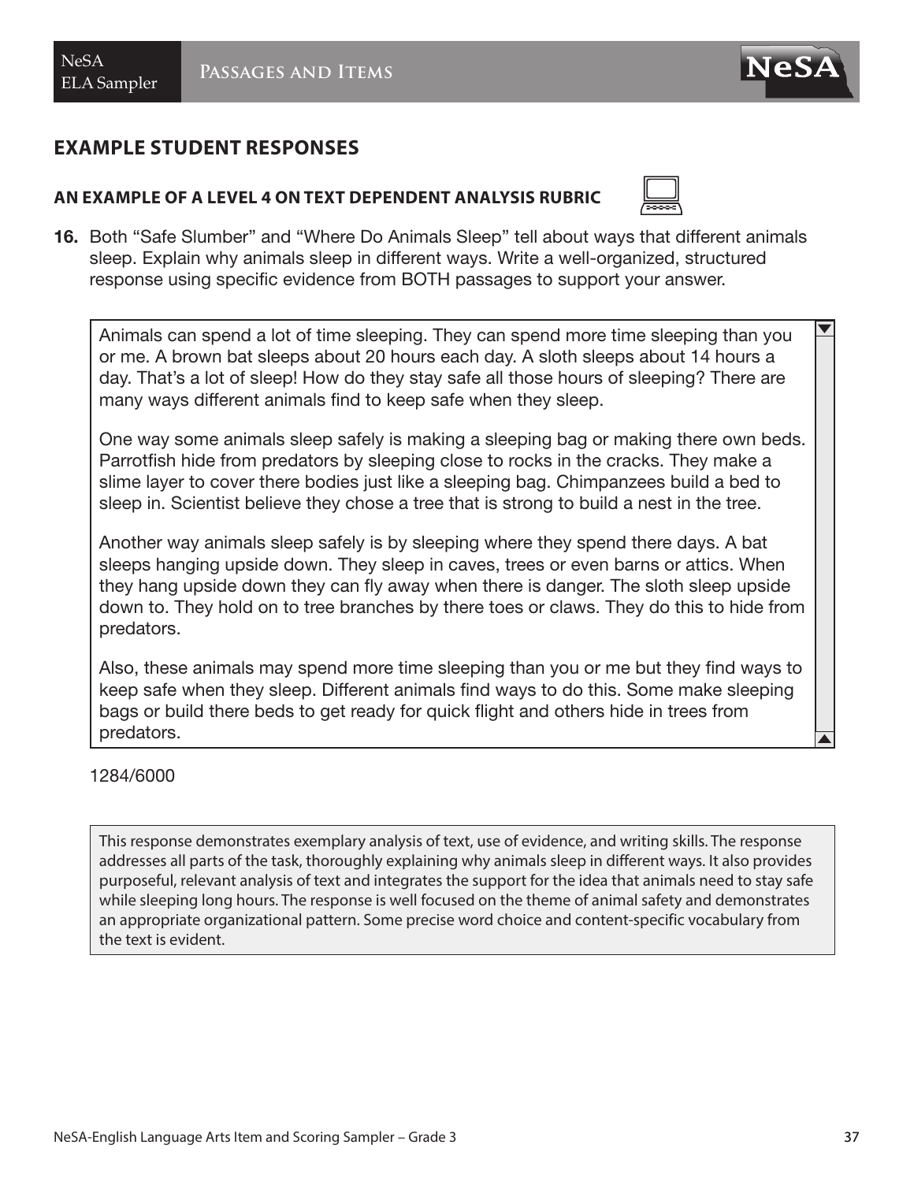## EXAMPLE STUDENT RESPONSES

### AN EXAMPLE OF A LEVEL 4 ON TEXT DEPENDENT ANALYSIS RUBRIC

**16.** Both "Safe Slumber" and "Where Do Animals Sleep" tell about ways that different animals sleep. Explain why animals sleep in different ways. Write a well-organized, structured response using specific evidence from BOTH passages to support your answer.

> Animals can spend a lot of time sleeping. They can spend more time sleeping than you or me. A brown bat sleeps about 20 hours each day. A sloth sleeps about 14 hours a day. That's a lot of sleep! How do they stay safe all those hours of sleeping? There are many ways different animals find to keep safe when they sleep.
>
> One way some animals sleep safely is making a sleeping bag or making there own beds. Parrotfish hide from predators by sleeping close to rocks in the cracks. They make a slime layer to cover there bodies just like a sleeping bag. Chimpanzees build a bed to sleep in. Scientist believe they chose a tree that is strong to build a nest in the tree.
>
> Another way animals sleep safely is by sleeping where they spend there days. A bat sleeps hanging upside down. They sleep in caves, trees or even barns or attics. When they hang upside down they can fly away when there is danger. The sloth sleep upside down to. They hold on to tree branches by there toes or claws. They do this to hide from predators.
>
> Also, these animals may spend more time sleeping than you or me but they find ways to keep safe when they sleep. Different animals find ways to do this. Some make sleeping bags or build there beds to get ready for quick flight and others hide in trees from predators.

1284/6000

This response demonstrates exemplary analysis of text, use of evidence, and writing skills. The response addresses all parts of the task, thoroughly explaining why animals sleep in different ways. It also provides purposeful, relevant analysis of text and integrates the support for the idea that animals need to stay safe while sleeping long hours. The response is well focused on the theme of animal safety and demonstrates an appropriate organizational pattern. Some precise word choice and content-specific vocabulary from the text is evident.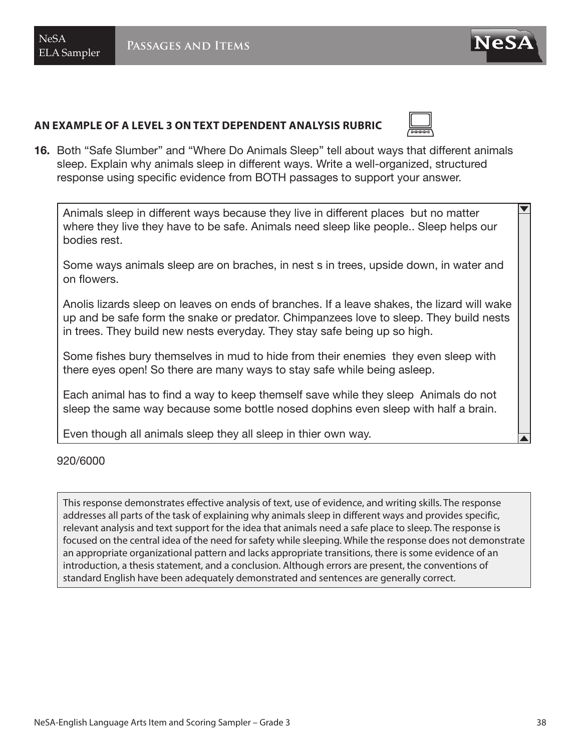**AN EXAMPLE OF A LEVEL 3 ON TEXT DEPENDENT ANALYSIS RUBRIC**

**16.** Both “Safe Slumber” and “Where Do Animals Sleep” tell about ways that different animals sleep. Explain why animals sleep in different ways. Write a well-organized, structured response using specific evidence from BOTH passages to support your answer.

> Animals sleep in different ways because they live in different places  but no matter where they live they have to be safe. Animals need sleep like people.. Sleep helps our bodies rest.
>
> Some ways animals sleep are on braches, in nest s in trees, upside down, in water and on flowers.
>
> Anolis lizards sleep on leaves on ends of branches. If a leave shakes, the lizard will wake up and be safe form the snake or predator. Chimpanzees love to sleep. They build nests in trees. They build new nests everyday. They stay safe being up so high.
>
> Some fishes bury themselves in mud to hide from their enemies  they even sleep with there eyes open! So there are many ways to stay safe while being asleep.
>
> Each animal has to find a way to keep themself save while they sleep  Animals do not sleep the same way because some bottle nosed dophins even sleep with half a brain.
>
> Even though all animals sleep they all sleep in thier own way.

920/6000

This response demonstrates effective analysis of text, use of evidence, and writing skills. The response addresses all parts of the task of explaining why animals sleep in different ways and provides specific, relevant analysis and text support for the idea that animals need a safe place to sleep. The response is focused on the central idea of the need for safety while sleeping. While the response does not demonstrate an appropriate organizational pattern and lacks appropriate transitions, there is some evidence of an introduction, a thesis statement, and a conclusion. Although errors are present, the conventions of standard English have been adequately demonstrated and sentences are generally correct.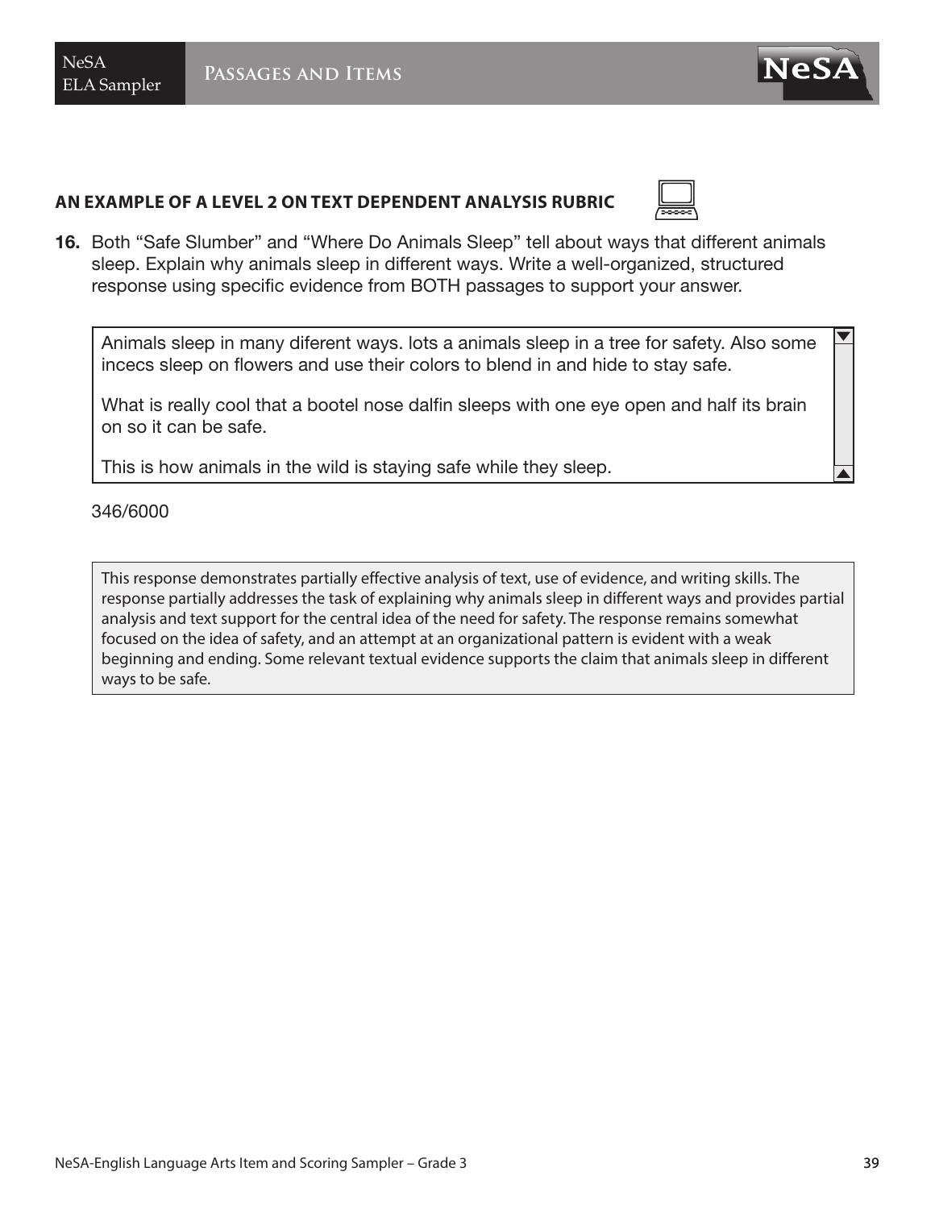## AN EXAMPLE OF A LEVEL 2 ON TEXT DEPENDENT ANALYSIS RUBRIC

**16.** Both “Safe Slumber” and “Where Do Animals Sleep” tell about ways that different animals sleep. Explain why animals sleep in different ways. Write a well-organized, structured response using specific evidence from BOTH passages to support your answer.

> Animals sleep in many diferent ways. lots a animals sleep in a tree for safety. Also some incecs sleep on flowers and use their colors to blend in and hide to stay safe.
>
> What is really cool that a bootel nose dalfin sleeps with one eye open and half its brain on so it can be safe.
>
> This is how animals in the wild is staying safe while they sleep.

346/6000

> This response demonstrates partially effective analysis of text, use of evidence, and writing skills. The response partially addresses the task of explaining why animals sleep in different ways and provides partial analysis and text support for the central idea of the need for safety. The response remains somewhat focused on the idea of safety, and an attempt at an organizational pattern is evident with a weak beginning and ending. Some relevant textual evidence supports the claim that animals sleep in different ways to be safe.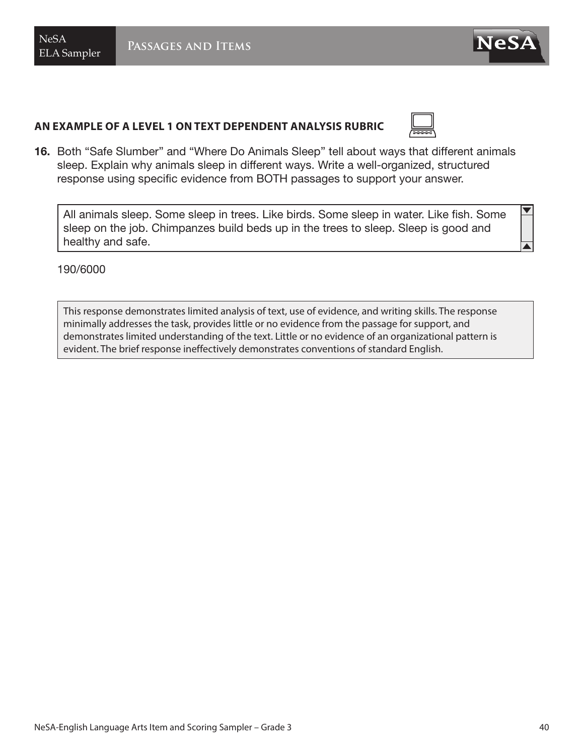## AN EXAMPLE OF A LEVEL 1 ON TEXT DEPENDENT ANALYSIS RUBRIC

**16.** Both "Safe Slumber" and "Where Do Animals Sleep" tell about ways that different animals sleep. Explain why animals sleep in different ways. Write a well-organized, structured response using specific evidence from BOTH passages to support your answer.

> All animals sleep. Some sleep in trees. Like birds. Some sleep in water. Like fish. Some sleep on the job. Chimpanzees build beds up in the trees to sleep. Sleep is good and healthy and safe.

190/6000

> This response demonstrates limited analysis of text, use of evidence, and writing skills. The response minimally addresses the task, provides little or no evidence from the passage for support, and demonstrates limited understanding of the text. Little or no evidence of an organizational pattern is evident. The brief response ineffectively demonstrates conventions of standard English.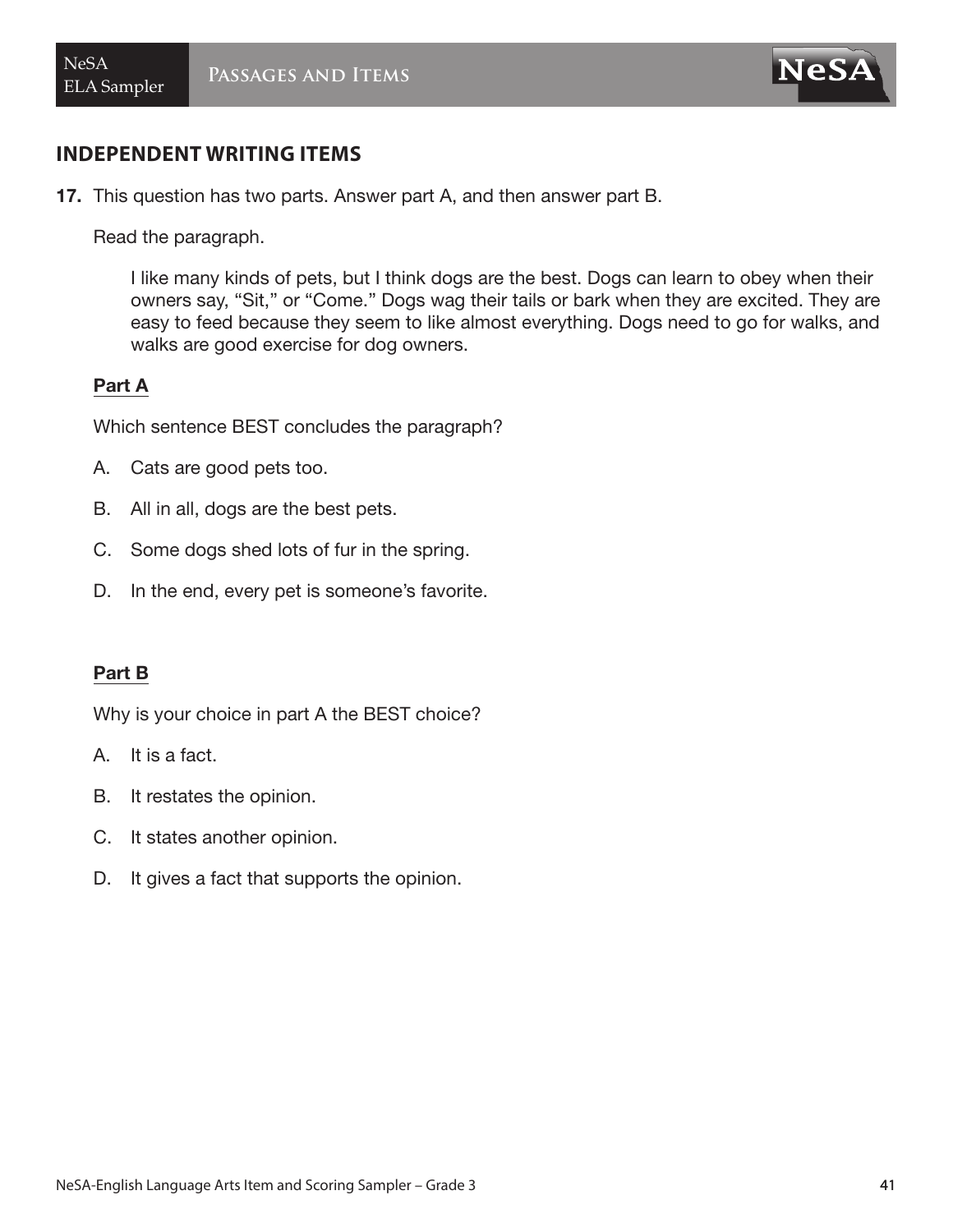## INDEPENDENT WRITING ITEMS

**17.** This question has two parts. Answer part A, and then answer part B.

Read the paragraph.

> I like many kinds of pets, but I think dogs are the best. Dogs can learn to obey when their owners say, "Sit," or "Come." Dogs wag their tails or bark when they are excited. They are easy to feed because they seem to like almost everything. Dogs need to go for walks, and walks are good exercise for dog owners.

**Part A**

Which sentence BEST concludes the paragraph?

A. Cats are good pets too.

B. All in all, dogs are the best pets.

C. Some dogs shed lots of fur in the spring.

D. In the end, every pet is someone's favorite.

**Part B**

Why is your choice in part A the BEST choice?

A. It is a fact.

B. It restates the opinion.

C. It states another opinion.

D. It gives a fact that supports the opinion.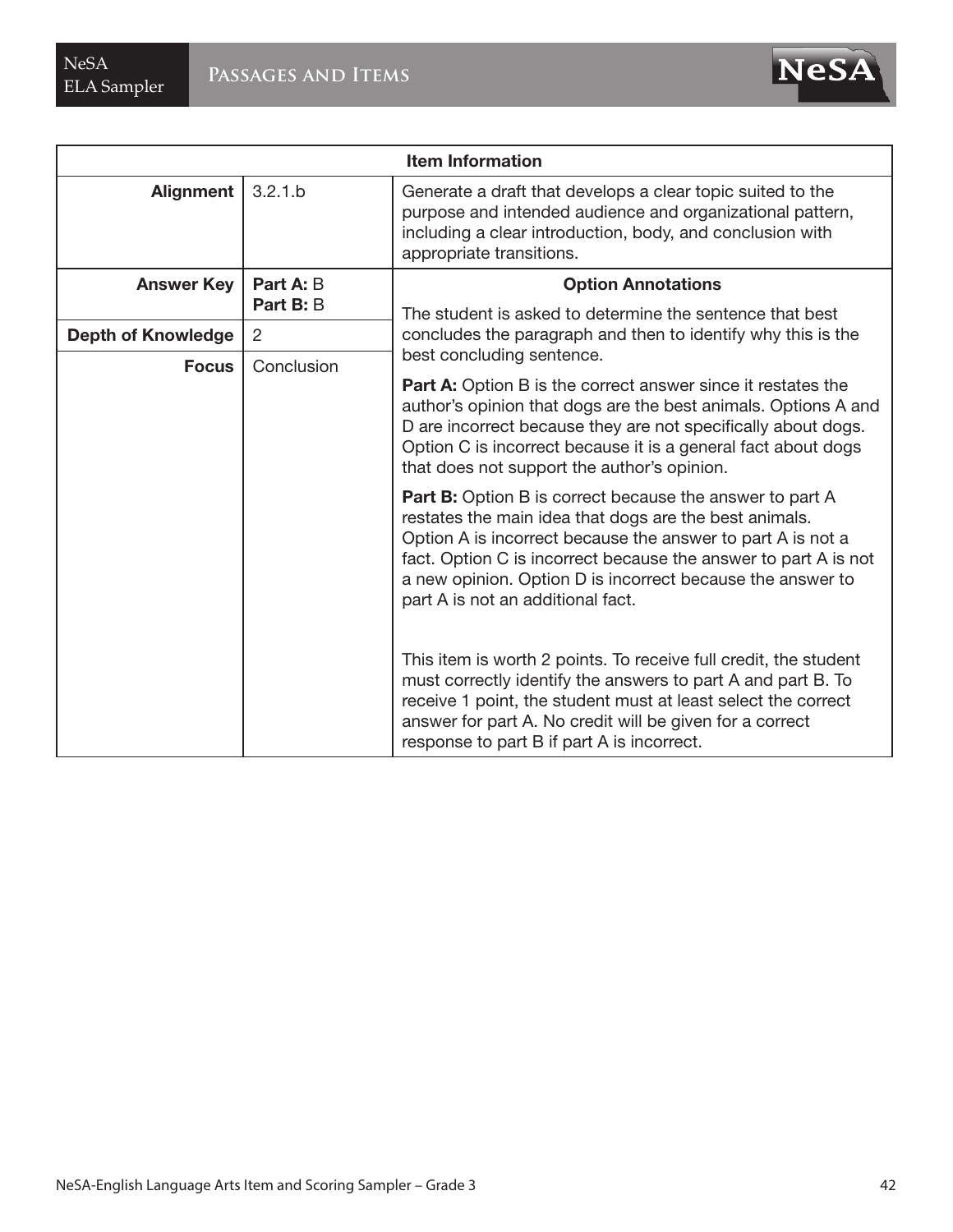| Item Information | | |
|---|---|---|
| **Alignment** | 3.2.1.b | Generate a draft that develops a clear topic suited to the purpose and intended audience and organizational pattern, including a clear introduction, body, and conclusion with appropriate transitions. |
| **Answer Key** | **Part A:** B<br>**Part B:** B | **Option Annotations**<br><br>The student is asked to determine the sentence that best concludes the paragraph and then to identify why this is the best concluding sentence.<br><br>**Part A:** Option B is the correct answer since it restates the author's opinion that dogs are the best animals. Options A and D are incorrect because they are not specifically about dogs. Option C is incorrect because it is a general fact about dogs that does not support the author's opinion.<br><br>**Part B:** Option B is correct because the answer to part A restates the main idea that dogs are the best animals. Option A is incorrect because the answer to part A is not a fact. Option C is incorrect because the answer to part A is not a new opinion. Option D is incorrect because the answer to part A is not an additional fact.<br><br>This item is worth 2 points. To receive full credit, the student must correctly identify the answers to part A and part B. To receive 1 point, the student must at least select the correct answer for part A. No credit will be given for a correct response to part B if part A is incorrect. |
| **Depth of Knowledge** | 2 | |
| **Focus** | Conclusion | |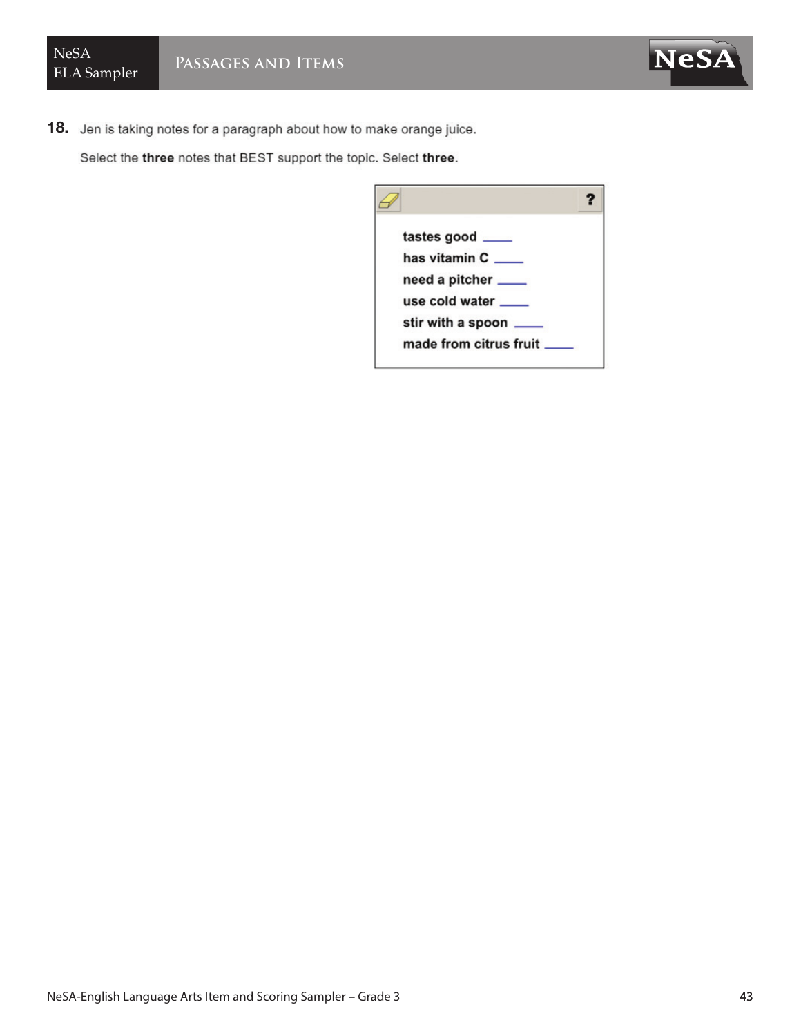**18.** Jen is taking notes for a paragraph about how to make orange juice.

Select the **three** notes that BEST support the topic. Select **three**.

- tastes good ____
- has vitamin C ____
- need a pitcher ____
- use cold water ____
- stir with a spoon ____
- made from citrus fruit ____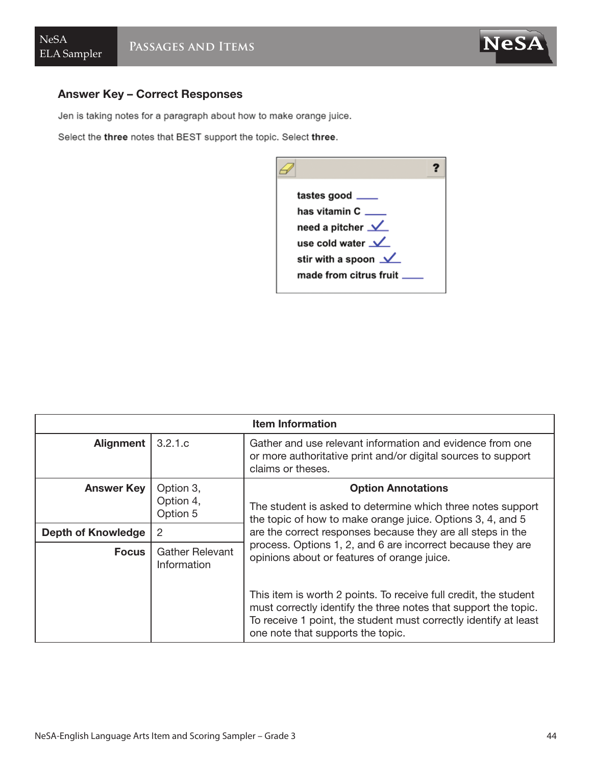## Answer Key – Correct Responses

Jen is taking notes for a paragraph about how to make orange juice.

Select the **three** notes that BEST support the topic. Select **three**.

tastes good ____
has vitamin C ____
need a pitcher ✓
use cold water ✓
stir with a spoon ✓
made from citrus fruit ____

| Item Information | | |
|---|---|---|
| **Alignment** | 3.2.1.c | Gather and use relevant information and evidence from one or more authoritative print and/or digital sources to support claims or theses. |
| **Answer Key** | Option 3, Option 4, Option 5 | **Option Annotations**<br><br>The student is asked to determine which three notes support the topic of how to make orange juice. Options 3, 4, and 5 are the correct responses because they are all steps in the process. Options 1, 2, and 6 are incorrect because they are opinions about or features of orange juice.<br><br>This item is worth 2 points. To receive full credit, the student must correctly identify the three notes that support the topic. To receive 1 point, the student must correctly identify at least one note that supports the topic. |
| **Depth of Knowledge** | 2 | |
| **Focus** | Gather Relevant Information | |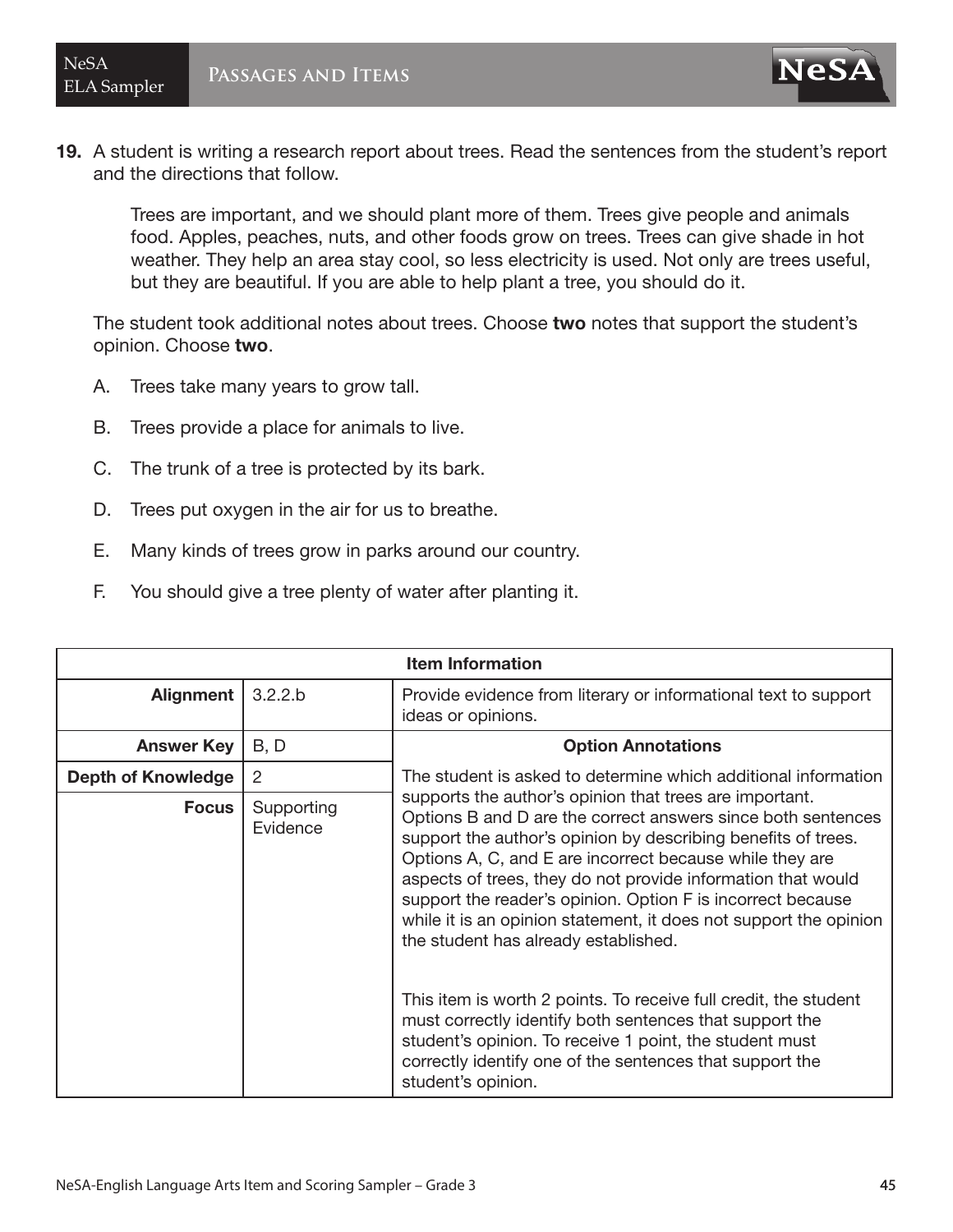**19.** A student is writing a research report about trees. Read the sentences from the student's report and the directions that follow.

> Trees are important, and we should plant more of them. Trees give people and animals food. Apples, peaches, nuts, and other foods grow on trees. Trees can give shade in hot weather. They help an area stay cool, so less electricity is used. Not only are trees useful, but they are beautiful. If you are able to help plant a tree, you should do it.

The student took additional notes about trees. Choose **two** notes that support the student's opinion. Choose **two**.

A. Trees take many years to grow tall.

B. Trees provide a place for animals to live.

C. The trunk of a tree is protected by its bark.

D. Trees put oxygen in the air for us to breathe.

E. Many kinds of trees grow in parks around our country.

F. You should give a tree plenty of water after planting it.

| Item Information | | |
|---|---|---|
| **Alignment** | 3.2.2.b | Provide evidence from literary or informational text to support ideas or opinions. |
| **Answer Key** | B, D | **Option Annotations** |
| **Depth of Knowledge** | 2 | The student is asked to determine which additional information supports the author's opinion that trees are important. Options B and D are the correct answers since both sentences support the author's opinion by describing benefits of trees. Options A, C, and E are incorrect because while they are aspects of trees, they do not provide information that would support the reader's opinion. Option F is incorrect because while it is an opinion statement, it does not support the opinion the student has already established. <br><br> This item is worth 2 points. To receive full credit, the student must correctly identify both sentences that support the student's opinion. To receive 1 point, the student must correctly identify one of the sentences that support the student's opinion. |
| **Focus** | Supporting Evidence | |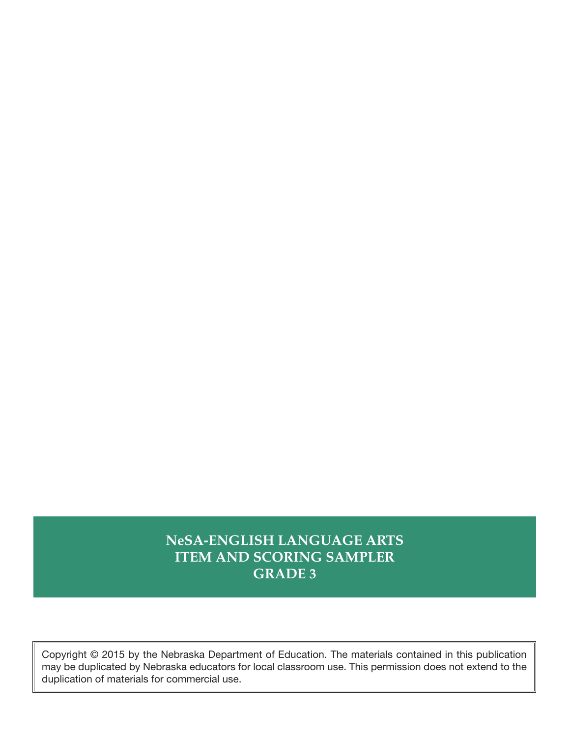**NeSA-ENGLISH LANGUAGE ARTS**
**ITEM AND SCORING SAMPLER**
**GRADE 3**

Copyright © 2015 by the Nebraska Department of Education. The materials contained in this publication may be duplicated by Nebraska educators for local classroom use. This permission does not extend to the duplication of materials for commercial use.